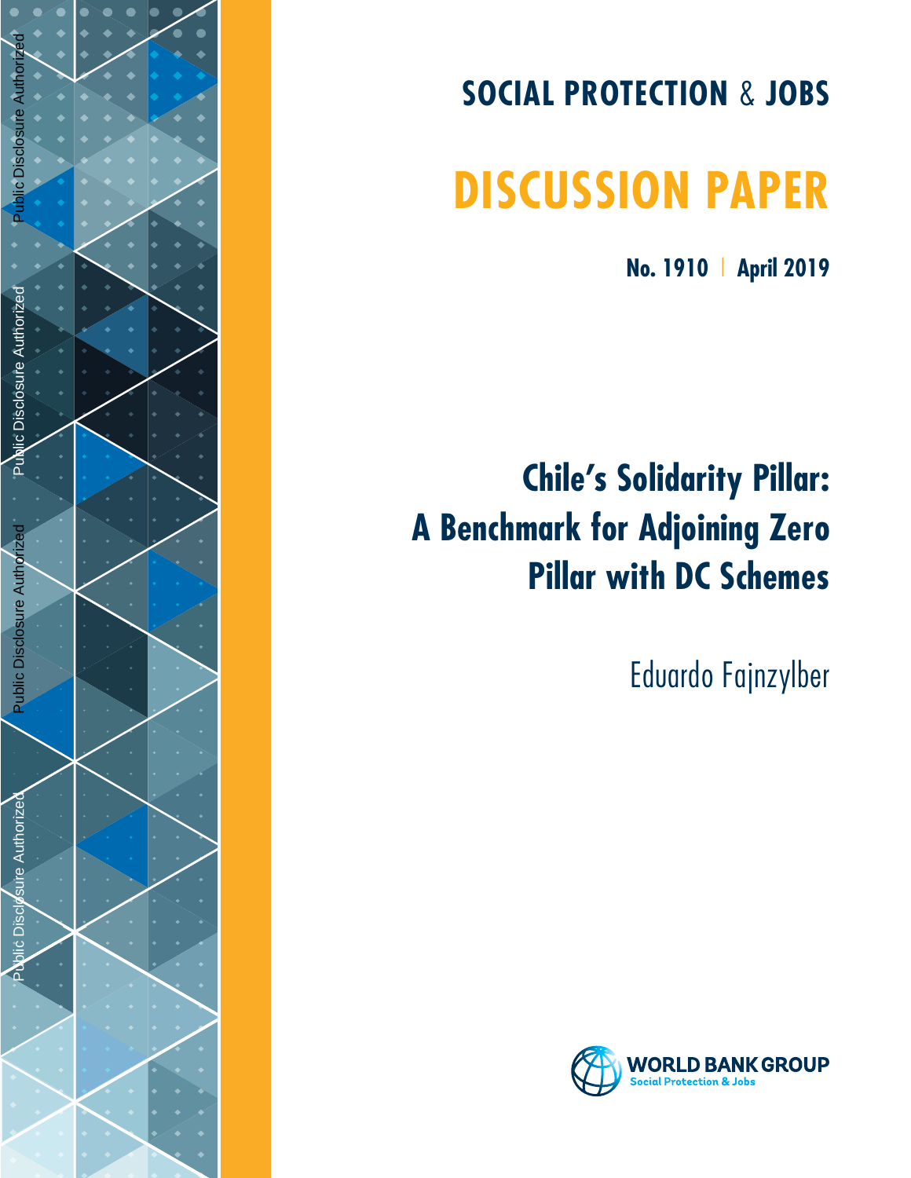Public Disclosure Authorized

Public Disclosure Authorized

Public Disclosure Authorized

Public Disclosure Authorized

**SOCIAL PROTECTION & JOBS**

# DISCUSSION PAPER

**No. 1910 | April 2019**

## Chile's Solidarity Pillar: A Benchmark for Adjoining Zero Pillar with DC Schemes

Eduardo Fajnzylber

WORLD BANK GROUP
Social Protection & Jobs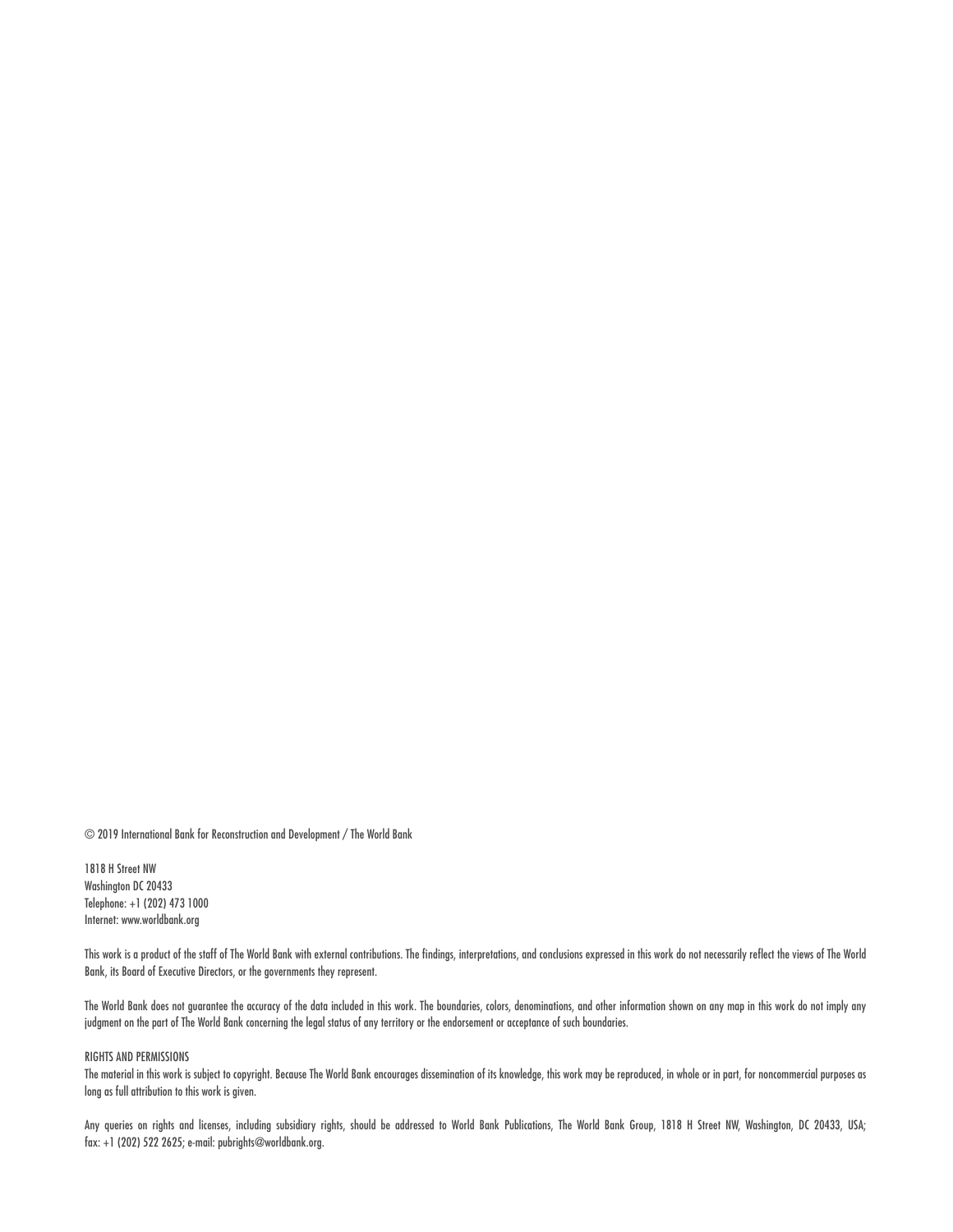© 2019 International Bank for Reconstruction and Development / The World Bank

1818 H Street NW
Washington DC 20433
Telephone: +1 (202) 473 1000
Internet: www.worldbank.org

This work is a product of the staff of The World Bank with external contributions. The findings, interpretations, and conclusions expressed in this work do not necessarily reflect the views of The World Bank, its Board of Executive Directors, or the governments they represent.

The World Bank does not guarantee the accuracy of the data included in this work. The boundaries, colors, denominations, and other information shown on any map in this work do not imply any judgment on the part of The World Bank concerning the legal status of any territory or the endorsement or acceptance of such boundaries.

RIGHTS AND PERMISSIONS
The material in this work is subject to copyright. Because The World Bank encourages dissemination of its knowledge, this work may be reproduced, in whole or in part, for noncommercial purposes as long as full attribution to this work is given.

Any queries on rights and licenses, including subsidiary rights, should be addressed to World Bank Publications, The World Bank Group, 1818 H Street NW, Washington, DC 20433, USA; fax: +1 (202) 522 2625; e-mail: pubrights@worldbank.org.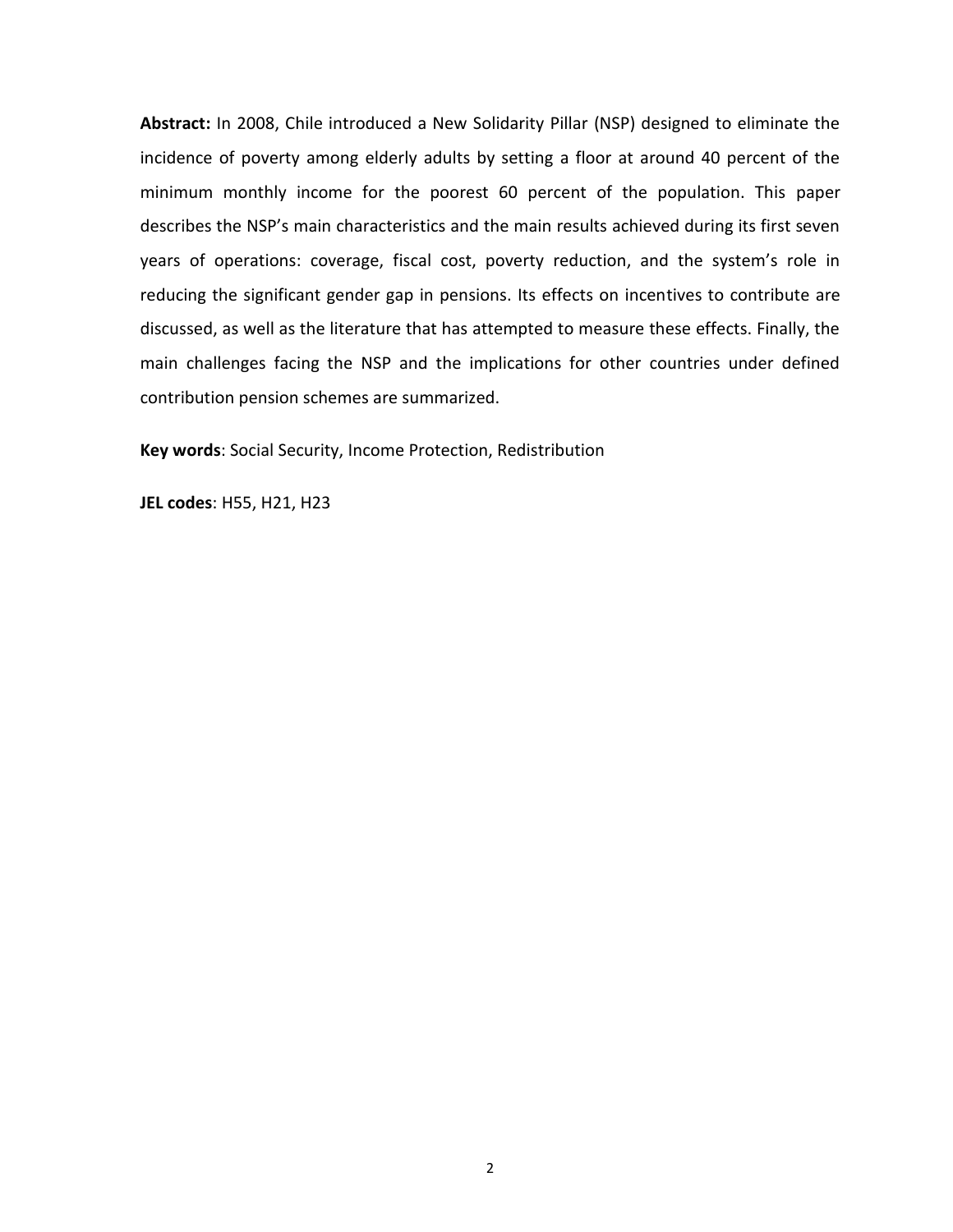**Abstract:** In 2008, Chile introduced a New Solidarity Pillar (NSP) designed to eliminate the incidence of poverty among elderly adults by setting a floor at around 40 percent of the minimum monthly income for the poorest 60 percent of the population. This paper describes the NSP's main characteristics and the main results achieved during its first seven years of operations: coverage, fiscal cost, poverty reduction, and the system's role in reducing the significant gender gap in pensions. Its effects on incentives to contribute are discussed, as well as the literature that has attempted to measure these effects. Finally, the main challenges facing the NSP and the implications for other countries under defined contribution pension schemes are summarized.

**Key words**: Social Security, Income Protection, Redistribution

**JEL codes**: H55, H21, H23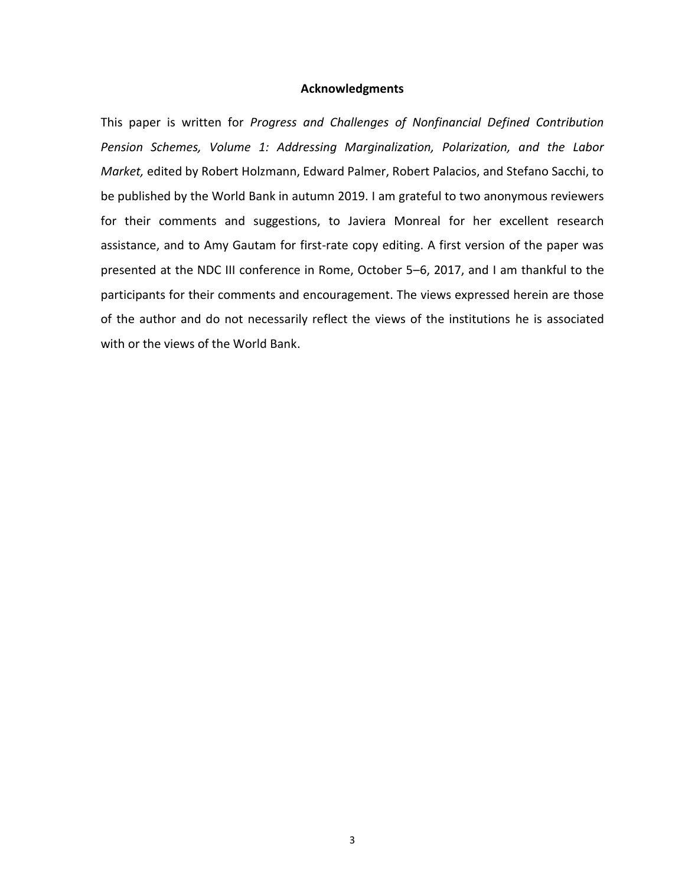## Acknowledgments

This paper is written for *Progress and Challenges of Nonfinancial Defined Contribution Pension Schemes, Volume 1: Addressing Marginalization, Polarization, and the Labor Market,* edited by Robert Holzmann, Edward Palmer, Robert Palacios, and Stefano Sacchi, to be published by the World Bank in autumn 2019. I am grateful to two anonymous reviewers for their comments and suggestions, to Javiera Monreal for her excellent research assistance, and to Amy Gautam for first-rate copy editing. A first version of the paper was presented at the NDC III conference in Rome, October 5–6, 2017, and I am thankful to the participants for their comments and encouragement. The views expressed herein are those of the author and do not necessarily reflect the views of the institutions he is associated with or the views of the World Bank.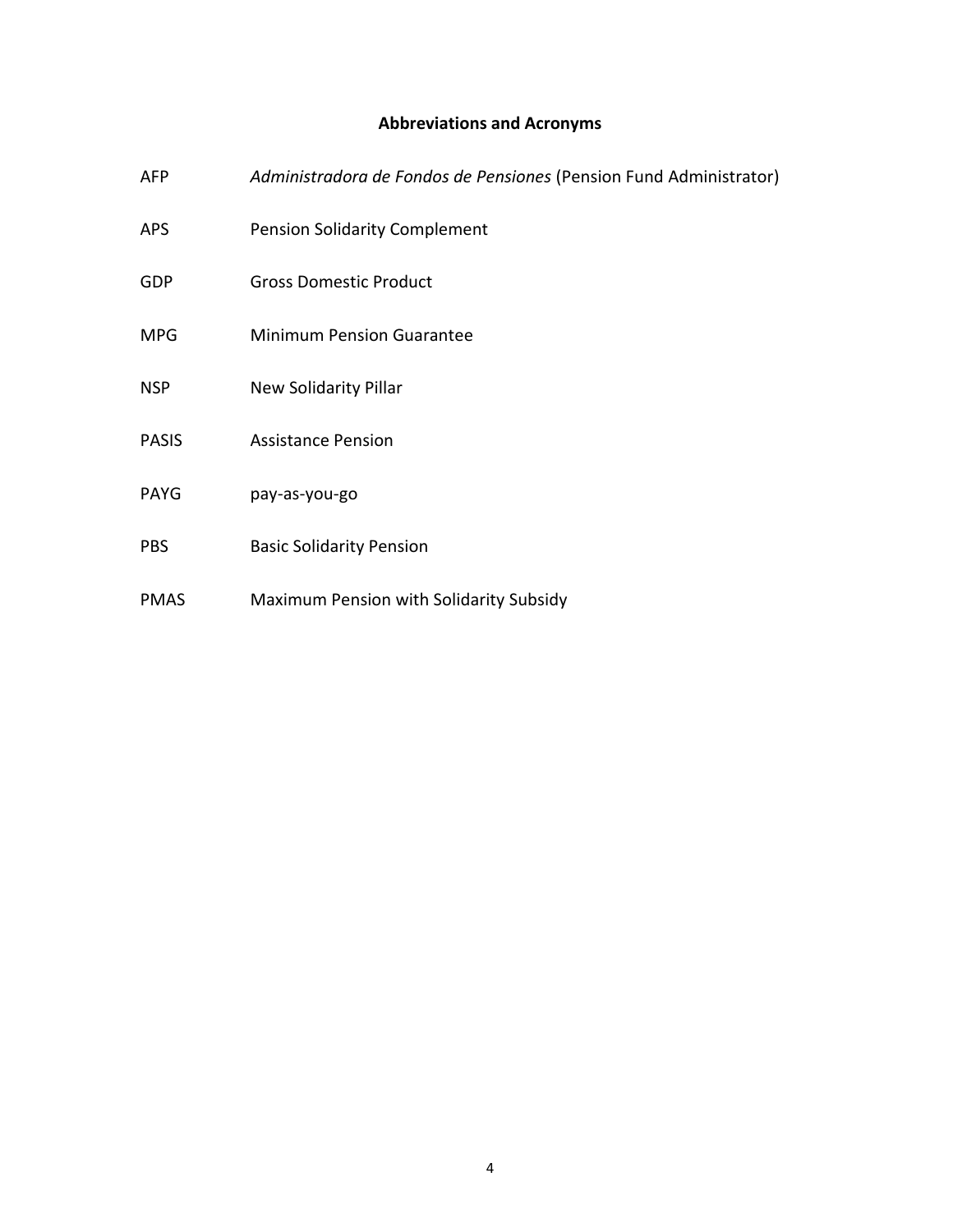## Abbreviations and Acronyms

| | |
|---|---|
| AFP | *Administradora de Fondos de Pensiones* (Pension Fund Administrator) |
| APS | Pension Solidarity Complement |
| GDP | Gross Domestic Product |
| MPG | Minimum Pension Guarantee |
| NSP | New Solidarity Pillar |
| PASIS | Assistance Pension |
| PAYG | pay-as-you-go |
| PBS | Basic Solidarity Pension |
| PMAS | Maximum Pension with Solidarity Subsidy |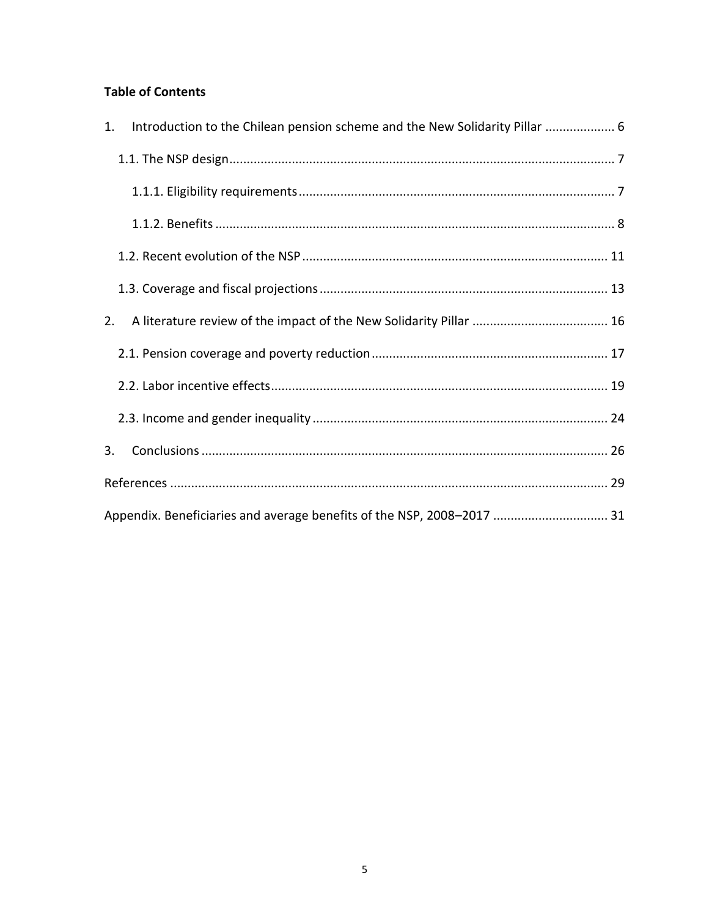**Table of Contents**

1. Introduction to the Chilean pension scheme and the New Solidarity Pillar .................... 6
   - 1.1. The NSP design .............................................................................................................. 7
     - 1.1.1. Eligibility requirements .......................................................................................... 7
     - 1.1.2. Benefits ................................................................................................................. 8
   - 1.2. Recent evolution of the NSP ....................................................................................... 11
   - 1.3. Coverage and fiscal projections .................................................................................. 13
2. A literature review of the impact of the New Solidarity Pillar ....................................... 16
   - 2.1. Pension coverage and poverty reduction ................................................................... 17
   - 2.2. Labor incentive effects ................................................................................................ 19
   - 2.3. Income and gender inequality .................................................................................... 24
3. Conclusions .................................................................................................................... 26

References ............................................................................................................................. 29

Appendix. Beneficiaries and average benefits of the NSP, 2008–2017 ................................. 31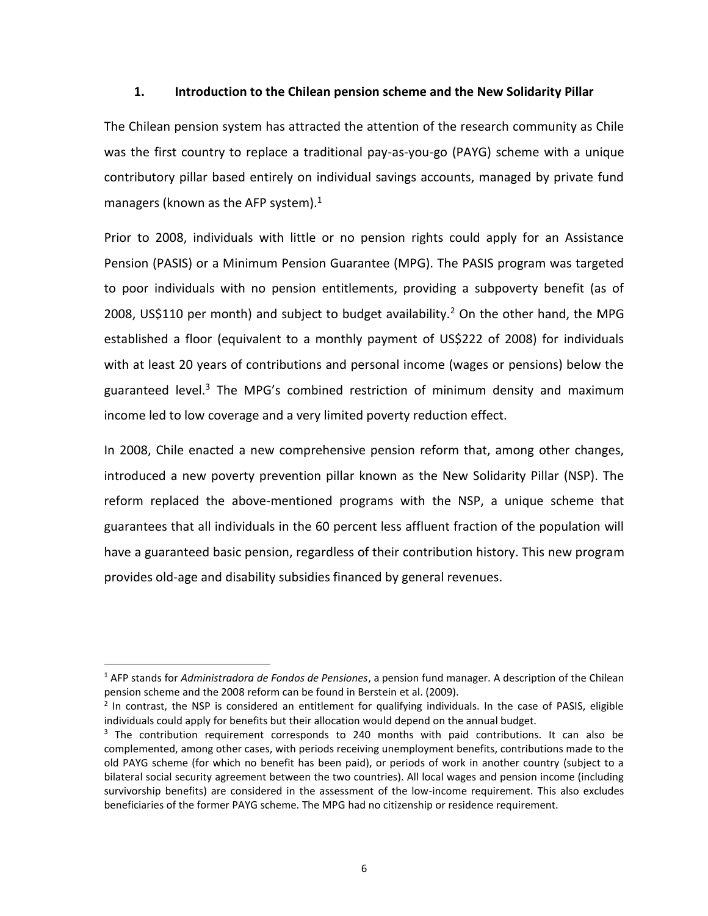## 1. Introduction to the Chilean pension scheme and the New Solidarity Pillar

The Chilean pension system has attracted the attention of the research community as Chile was the first country to replace a traditional pay-as-you-go (PAYG) scheme with a unique contributory pillar based entirely on individual savings accounts, managed by private fund managers (known as the AFP system).[1]

Prior to 2008, individuals with little or no pension rights could apply for an Assistance Pension (PASIS) or a Minimum Pension Guarantee (MPG). The PASIS program was targeted to poor individuals with no pension entitlements, providing a subpoverty benefit (as of 2008, US$110 per month) and subject to budget availability.[2] On the other hand, the MPG established a floor (equivalent to a monthly payment of US$222 of 2008) for individuals with at least 20 years of contributions and personal income (wages or pensions) below the guaranteed level.[3] The MPG's combined restriction of minimum density and maximum income led to low coverage and a very limited poverty reduction effect.

In 2008, Chile enacted a new comprehensive pension reform that, among other changes, introduced a new poverty prevention pillar known as the New Solidarity Pillar (NSP). The reform replaced the above-mentioned programs with the NSP, a unique scheme that guarantees that all individuals in the 60 percent less affluent fraction of the population will have a guaranteed basic pension, regardless of their contribution history. This new program provides old-age and disability subsidies financed by general revenues.

---

[1] AFP stands for *Administradora de Fondos de Pensiones*, a pension fund manager. A description of the Chilean pension scheme and the 2008 reform can be found in Berstein et al. (2009).

[2] In contrast, the NSP is considered an entitlement for qualifying individuals. In the case of PASIS, eligible individuals could apply for benefits but their allocation would depend on the annual budget.

[3] The contribution requirement corresponds to 240 months with paid contributions. It can also be complemented, among other cases, with periods receiving unemployment benefits, contributions made to the old PAYG scheme (for which no benefit has been paid), or periods of work in another country (subject to a bilateral social security agreement between the two countries). All local wages and pension income (including survivorship benefits) are considered in the assessment of the low-income requirement. This also excludes beneficiaries of the former PAYG scheme. The MPG had no citizenship or residence requirement.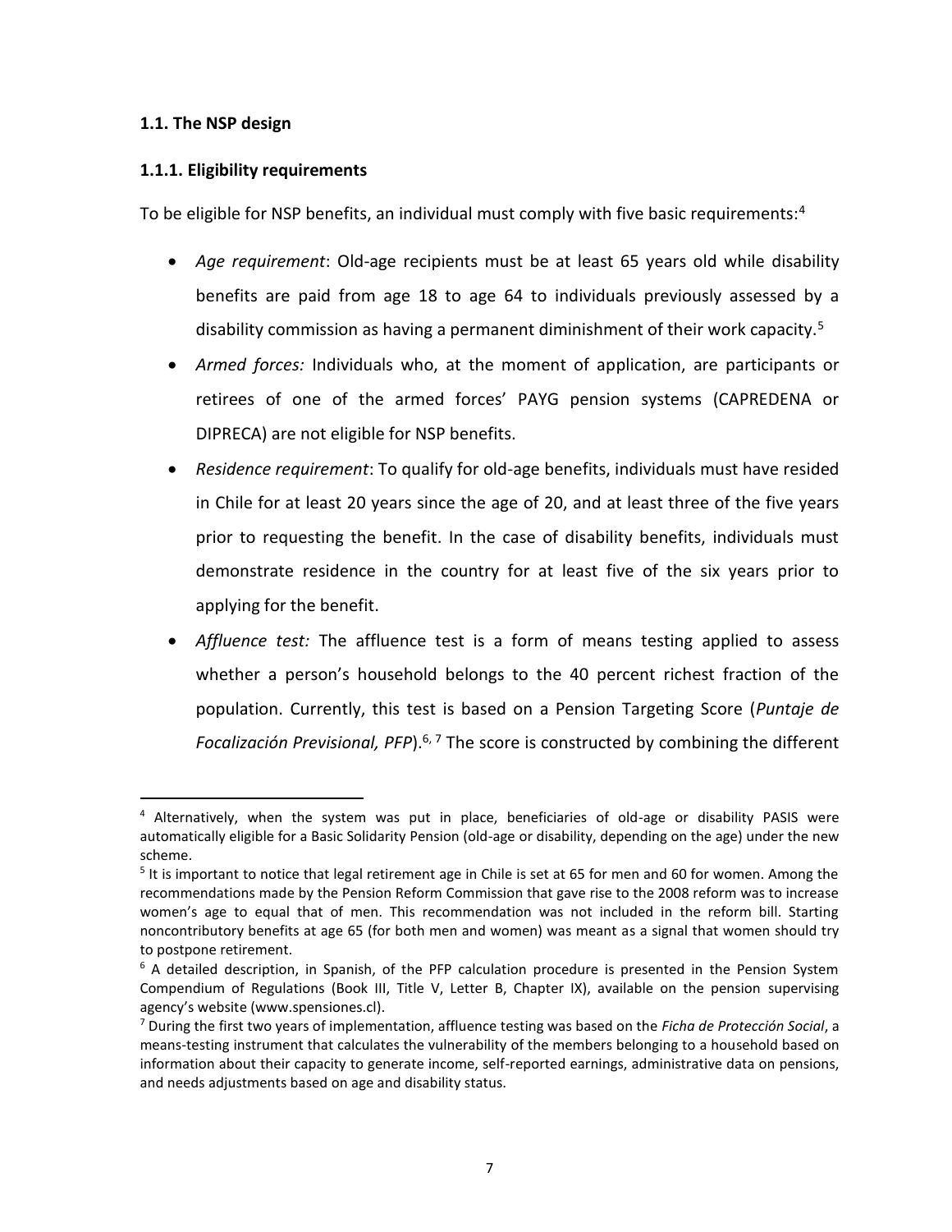### 1.1. The NSP design

### 1.1.1. Eligibility requirements

To be eligible for NSP benefits, an individual must comply with five basic requirements:[4]

- *Age requirement*: Old-age recipients must be at least 65 years old while disability benefits are paid from age 18 to age 64 to individuals previously assessed by a disability commission as having a permanent diminishment of their work capacity.[5]
- *Armed forces:* Individuals who, at the moment of application, are participants or retirees of one of the armed forces' PAYG pension systems (CAPREDENA or DIPRECA) are not eligible for NSP benefits.
- *Residence requirement*: To qualify for old-age benefits, individuals must have resided in Chile for at least 20 years since the age of 20, and at least three of the five years prior to requesting the benefit. In the case of disability benefits, individuals must demonstrate residence in the country for at least five of the six years prior to applying for the benefit.
- *Affluence test:* The affluence test is a form of means testing applied to assess whether a person's household belongs to the 40 percent richest fraction of the population. Currently, this test is based on a Pension Targeting Score (*Puntaje de Focalización Previsional, PFP*).[6, 7] The score is constructed by combining the different

---

[4] Alternatively, when the system was put in place, beneficiaries of old-age or disability PASIS were automatically eligible for a Basic Solidarity Pension (old-age or disability, depending on the age) under the new scheme.

[5] It is important to notice that legal retirement age in Chile is set at 65 for men and 60 for women. Among the recommendations made by the Pension Reform Commission that gave rise to the 2008 reform was to increase women's age to equal that of men. This recommendation was not included in the reform bill. Starting noncontributory benefits at age 65 (for both men and women) was meant as a signal that women should try to postpone retirement.

[6] A detailed description, in Spanish, of the PFP calculation procedure is presented in the Pension System Compendium of Regulations (Book III, Title V, Letter B, Chapter IX), available on the pension supervising agency's website (www.spensiones.cl).

[7] During the first two years of implementation, affluence testing was based on the *Ficha de Protección Social*, a means-testing instrument that calculates the vulnerability of the members belonging to a household based on information about their capacity to generate income, self-reported earnings, administrative data on pensions, and needs adjustments based on age and disability status.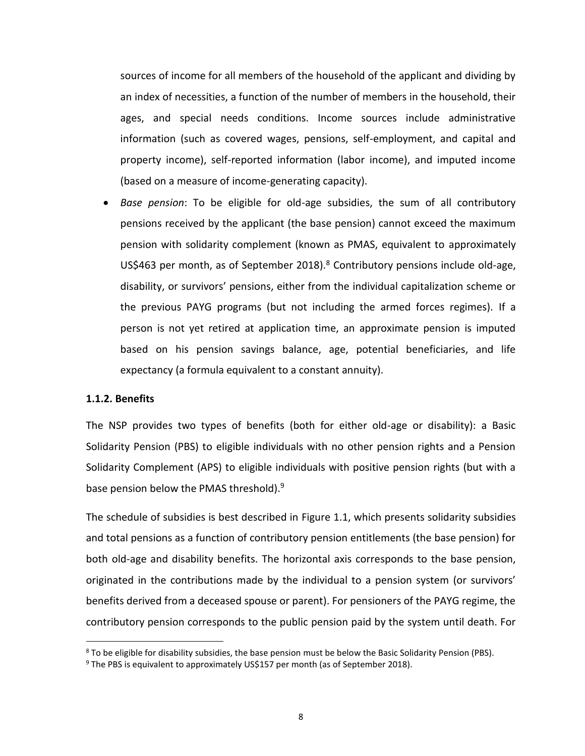sources of income for all members of the household of the applicant and dividing by an index of necessities, a function of the number of members in the household, their ages, and special needs conditions. Income sources include administrative information (such as covered wages, pensions, self-employment, and capital and property income), self-reported information (labor income), and imputed income (based on a measure of income-generating capacity).

- *Base pension*: To be eligible for old-age subsidies, the sum of all contributory pensions received by the applicant (the base pension) cannot exceed the maximum pension with solidarity complement (known as PMAS, equivalent to approximately US$463 per month, as of September 2018).[8] Contributory pensions include old-age, disability, or survivors' pensions, either from the individual capitalization scheme or the previous PAYG programs (but not including the armed forces regimes). If a person is not yet retired at application time, an approximate pension is imputed based on his pension savings balance, age, potential beneficiaries, and life expectancy (a formula equivalent to a constant annuity).

### 1.1.2. Benefits

The NSP provides two types of benefits (both for either old-age or disability): a Basic Solidarity Pension (PBS) to eligible individuals with no other pension rights and a Pension Solidarity Complement (APS) to eligible individuals with positive pension rights (but with a base pension below the PMAS threshold).[9]

The schedule of subsidies is best described in Figure 1.1, which presents solidarity subsidies and total pensions as a function of contributory pension entitlements (the base pension) for both old-age and disability benefits. The horizontal axis corresponds to the base pension, originated in the contributions made by the individual to a pension system (or survivors' benefits derived from a deceased spouse or parent). For pensioners of the PAYG regime, the contributory pension corresponds to the public pension paid by the system until death. For

[8] To be eligible for disability subsidies, the base pension must be below the Basic Solidarity Pension (PBS).

[9] The PBS is equivalent to approximately US$157 per month (as of September 2018).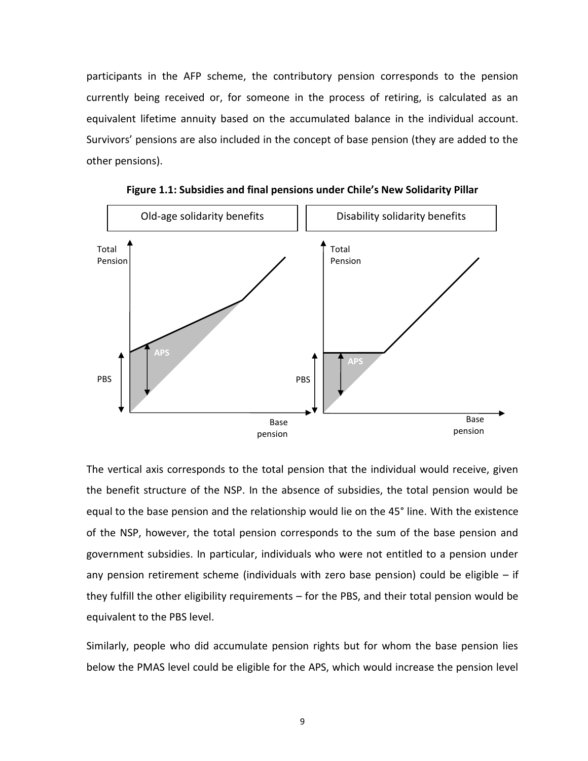participants in the AFP scheme, the contributory pension corresponds to the pension currently being received or, for someone in the process of retiring, is calculated as an equivalent lifetime annuity based on the accumulated balance in the individual account. Survivors' pensions are also included in the concept of base pension (they are added to the other pensions).

**Figure 1.1: Subsidies and final pensions under Chile's New Solidarity Pillar**

The vertical axis corresponds to the total pension that the individual would receive, given the benefit structure of the NSP. In the absence of subsidies, the total pension would be equal to the base pension and the relationship would lie on the 45° line. With the existence of the NSP, however, the total pension corresponds to the sum of the base pension and government subsidies. In particular, individuals who were not entitled to a pension under any pension retirement scheme (individuals with zero base pension) could be eligible – if they fulfill the other eligibility requirements – for the PBS, and their total pension would be equivalent to the PBS level.

Similarly, people who did accumulate pension rights but for whom the base pension lies below the PMAS level could be eligible for the APS, which would increase the pension level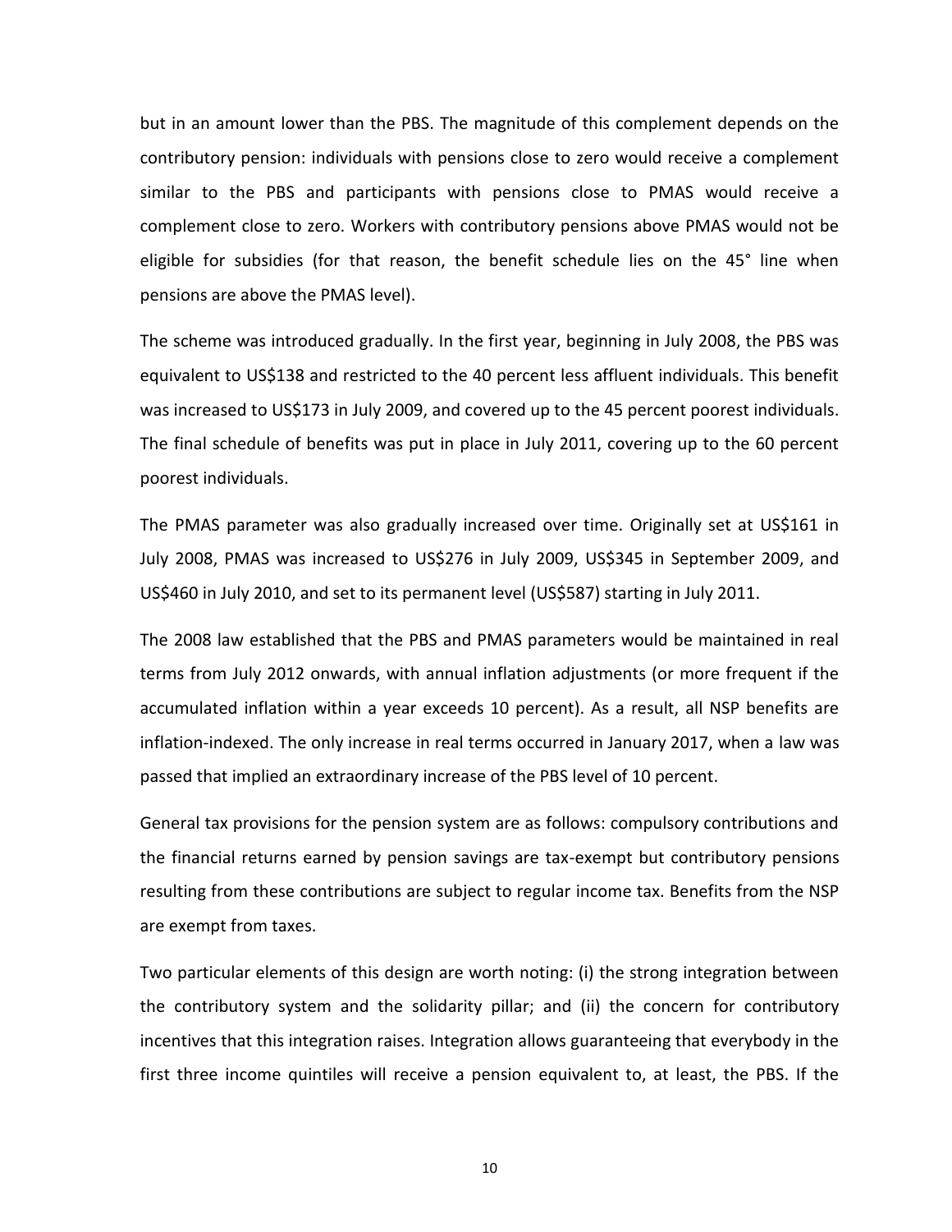but in an amount lower than the PBS. The magnitude of this complement depends on the contributory pension: individuals with pensions close to zero would receive a complement similar to the PBS and participants with pensions close to PMAS would receive a complement close to zero. Workers with contributory pensions above PMAS would not be eligible for subsidies (for that reason, the benefit schedule lies on the 45° line when pensions are above the PMAS level).

The scheme was introduced gradually. In the first year, beginning in July 2008, the PBS was equivalent to US$138 and restricted to the 40 percent less affluent individuals. This benefit was increased to US$173 in July 2009, and covered up to the 45 percent poorest individuals. The final schedule of benefits was put in place in July 2011, covering up to the 60 percent poorest individuals.

The PMAS parameter was also gradually increased over time. Originally set at US$161 in July 2008, PMAS was increased to US$276 in July 2009, US$345 in September 2009, and US$460 in July 2010, and set to its permanent level (US$587) starting in July 2011.

The 2008 law established that the PBS and PMAS parameters would be maintained in real terms from July 2012 onwards, with annual inflation adjustments (or more frequent if the accumulated inflation within a year exceeds 10 percent). As a result, all NSP benefits are inflation-indexed. The only increase in real terms occurred in January 2017, when a law was passed that implied an extraordinary increase of the PBS level of 10 percent.

General tax provisions for the pension system are as follows: compulsory contributions and the financial returns earned by pension savings are tax-exempt but contributory pensions resulting from these contributions are subject to regular income tax. Benefits from the NSP are exempt from taxes.

Two particular elements of this design are worth noting: (i) the strong integration between the contributory system and the solidarity pillar; and (ii) the concern for contributory incentives that this integration raises. Integration allows guaranteeing that everybody in the first three income quintiles will receive a pension equivalent to, at least, the PBS. If the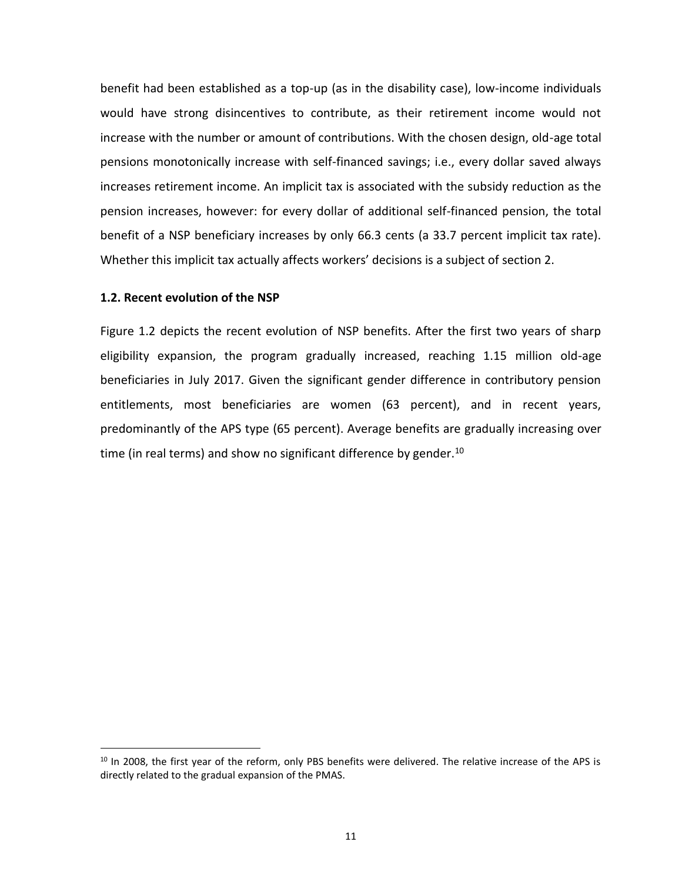benefit had been established as a top-up (as in the disability case), low-income individuals would have strong disincentives to contribute, as their retirement income would not increase with the number or amount of contributions. With the chosen design, old-age total pensions monotonically increase with self-financed savings; i.e., every dollar saved always increases retirement income. An implicit tax is associated with the subsidy reduction as the pension increases, however: for every dollar of additional self-financed pension, the total benefit of a NSP beneficiary increases by only 66.3 cents (a 33.7 percent implicit tax rate). Whether this implicit tax actually affects workers' decisions is a subject of section 2.

### 1.2. Recent evolution of the NSP

Figure 1.2 depicts the recent evolution of NSP benefits. After the first two years of sharp eligibility expansion, the program gradually increased, reaching 1.15 million old-age beneficiaries in July 2017. Given the significant gender difference in contributory pension entitlements, most beneficiaries are women (63 percent), and in recent years, predominantly of the APS type (65 percent). Average benefits are gradually increasing over time (in real terms) and show no significant difference by gender.[10]

---

[10] In 2008, the first year of the reform, only PBS benefits were delivered. The relative increase of the APS is directly related to the gradual expansion of the PMAS.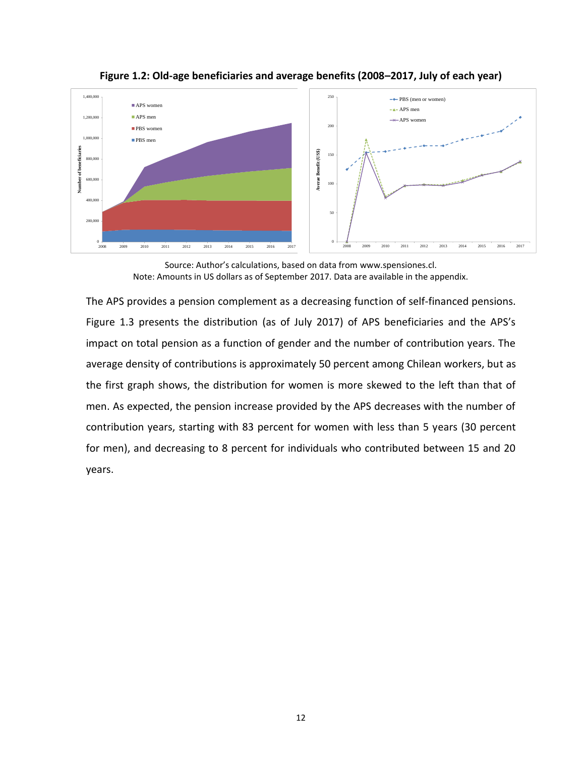**Figure 1.2: Old-age beneficiaries and average benefits (2008–2017, July of each year)**

Source: Author's calculations, based on data from www.spensiones.cl.
Note: Amounts in US dollars as of September 2017. Data are available in the appendix.

The APS provides a pension complement as a decreasing function of self-financed pensions. Figure 1.3 presents the distribution (as of July 2017) of APS beneficiaries and the APS's impact on total pension as a function of gender and the number of contribution years. The average density of contributions is approximately 50 percent among Chilean workers, but as the first graph shows, the distribution for women is more skewed to the left than that of men. As expected, the pension increase provided by the APS decreases with the number of contribution years, starting with 83 percent for women with less than 5 years (30 percent for men), and decreasing to 8 percent for individuals who contributed between 15 and 20 years.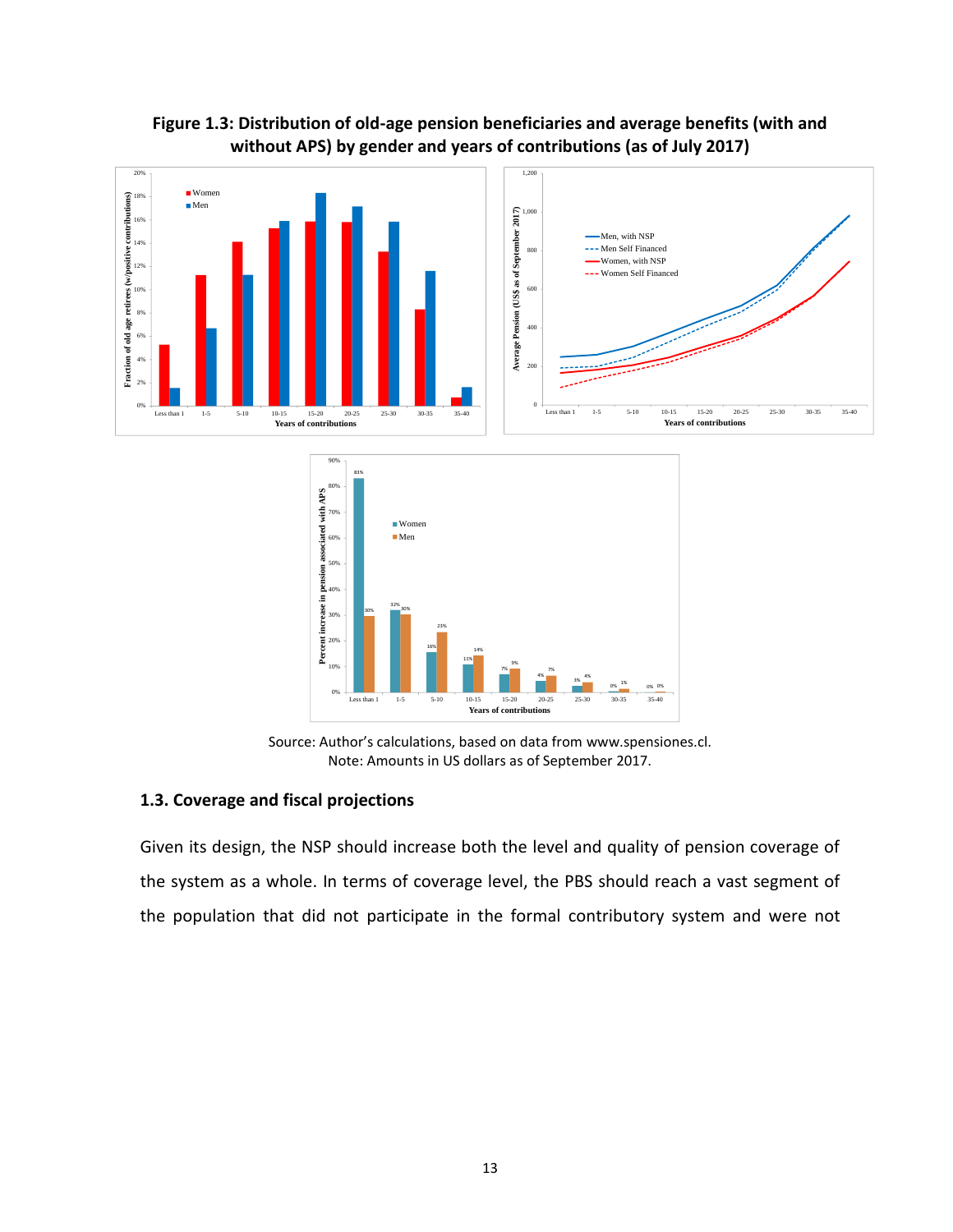**Figure 1.3: Distribution of old-age pension beneficiaries and average benefits (with and without APS) by gender and years of contributions (as of July 2017)**

Source: Author's calculations, based on data from www.spensiones.cl.
Note: Amounts in US dollars as of September 2017.

### 1.3. Coverage and fiscal projections

Given its design, the NSP should increase both the level and quality of pension coverage of the system as a whole. In terms of coverage level, the PBS should reach a vast segment of the population that did not participate in the formal contributory system and were not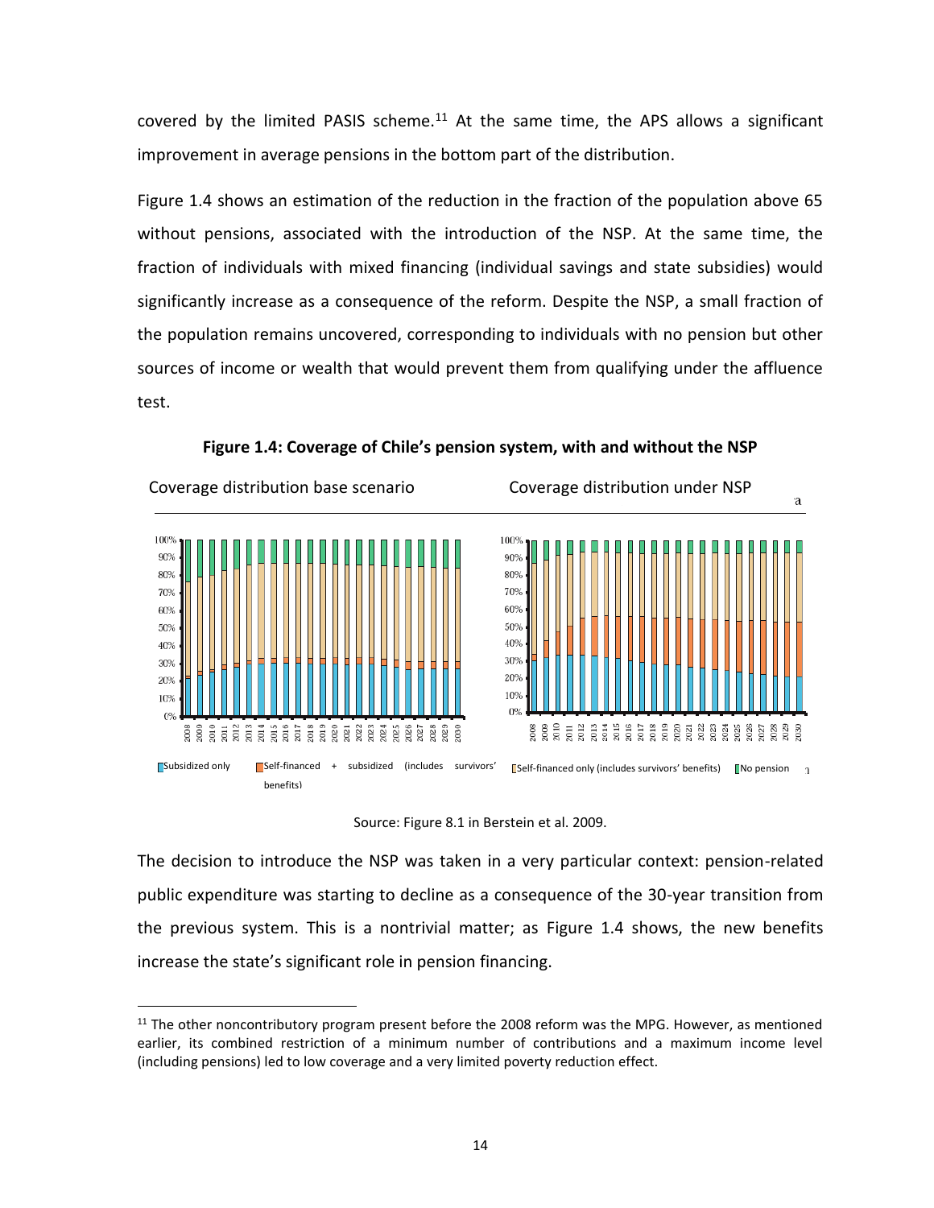covered by the limited PASIS scheme.[11] At the same time, the APS allows a significant improvement in average pensions in the bottom part of the distribution.

Figure 1.4 shows an estimation of the reduction in the fraction of the population above 65 without pensions, associated with the introduction of the NSP. At the same time, the fraction of individuals with mixed financing (individual savings and state subsidies) would significantly increase as a consequence of the reform. Despite the NSP, a small fraction of the population remains uncovered, corresponding to individuals with no pension but other sources of income or wealth that would prevent them from qualifying under the affluence test.

**Figure 1.4: Coverage of Chile's pension system, with and without the NSP**

Coverage distribution base scenario | Coverage distribution under NSP

Subsidized only | Self-financed + subsidized (includes survivors' benefits) | Self-financed only (includes survivors' benefits) | No pension

Source: Figure 8.1 in Berstein et al. 2009.

The decision to introduce the NSP was taken in a very particular context: pension-related public expenditure was starting to decline as a consequence of the 30-year transition from the previous system. This is a nontrivial matter; as Figure 1.4 shows, the new benefits increase the state's significant role in pension financing.

[11] The other noncontributory program present before the 2008 reform was the MPG. However, as mentioned earlier, its combined restriction of a minimum number of contributions and a maximum income level (including pensions) led to low coverage and a very limited poverty reduction effect.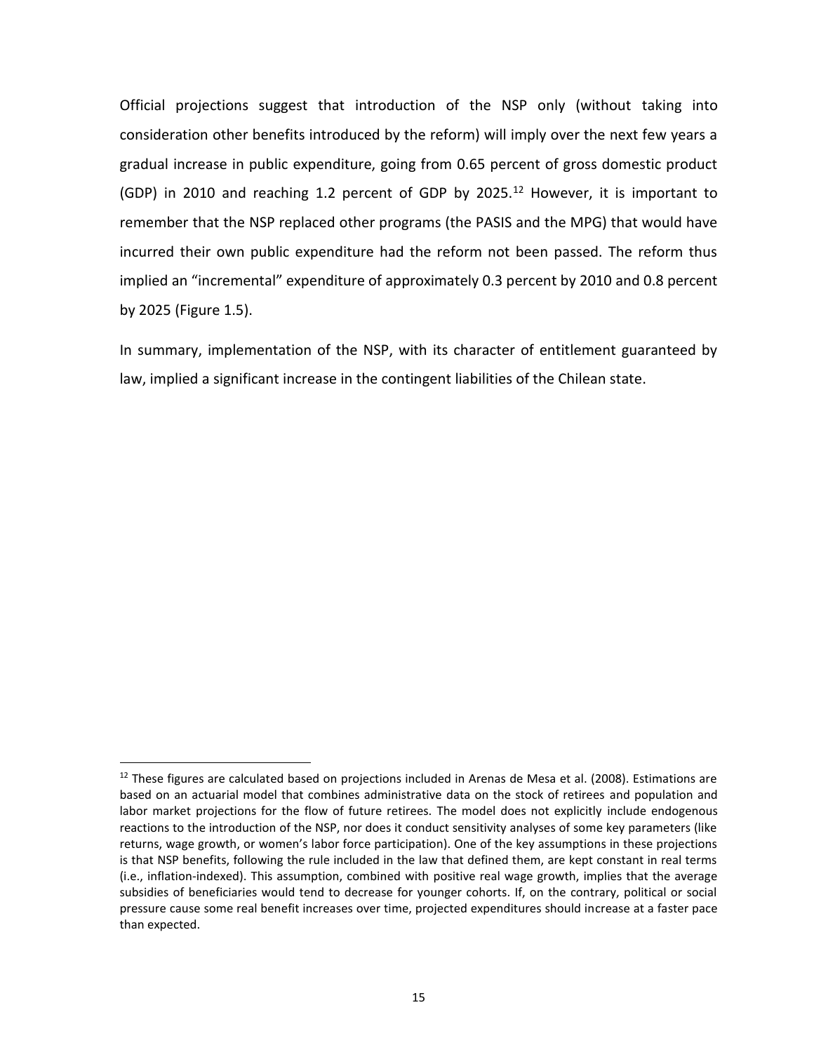Official projections suggest that introduction of the NSP only (without taking into consideration other benefits introduced by the reform) will imply over the next few years a gradual increase in public expenditure, going from 0.65 percent of gross domestic product (GDP) in 2010 and reaching 1.2 percent of GDP by 2025.[12] However, it is important to remember that the NSP replaced other programs (the PASIS and the MPG) that would have incurred their own public expenditure had the reform not been passed. The reform thus implied an "incremental" expenditure of approximately 0.3 percent by 2010 and 0.8 percent by 2025 (Figure 1.5).

In summary, implementation of the NSP, with its character of entitlement guaranteed by law, implied a significant increase in the contingent liabilities of the Chilean state.

---

[12] These figures are calculated based on projections included in Arenas de Mesa et al. (2008). Estimations are based on an actuarial model that combines administrative data on the stock of retirees and population and labor market projections for the flow of future retirees. The model does not explicitly include endogenous reactions to the introduction of the NSP, nor does it conduct sensitivity analyses of some key parameters (like returns, wage growth, or women's labor force participation). One of the key assumptions in these projections is that NSP benefits, following the rule included in the law that defined them, are kept constant in real terms (i.e., inflation-indexed). This assumption, combined with positive real wage growth, implies that the average subsidies of beneficiaries would tend to decrease for younger cohorts. If, on the contrary, political or social pressure cause some real benefit increases over time, projected expenditures should increase at a faster pace than expected.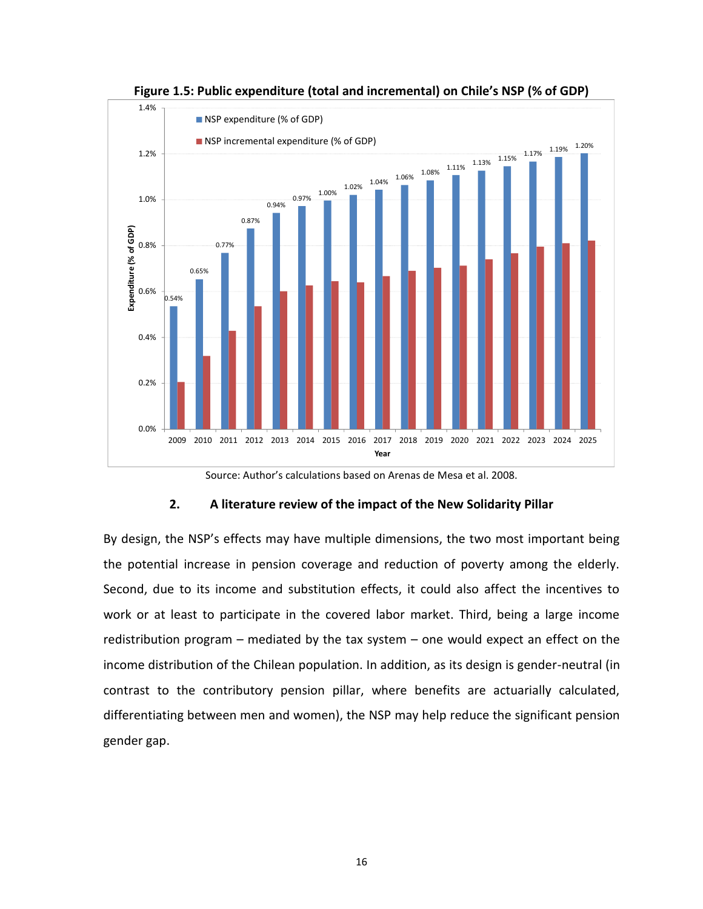**Figure 1.5: Public expenditure (total and incremental) on Chile's NSP (% of GDP)**

Source: Author's calculations based on Arenas de Mesa et al. 2008.

## 2. A literature review of the impact of the New Solidarity Pillar

By design, the NSP's effects may have multiple dimensions, the two most important being the potential increase in pension coverage and reduction of poverty among the elderly. Second, due to its income and substitution effects, it could also affect the incentives to work or at least to participate in the covered labor market. Third, being a large income redistribution program – mediated by the tax system – one would expect an effect on the income distribution of the Chilean population. In addition, as its design is gender-neutral (in contrast to the contributory pension pillar, where benefits are actuarially calculated, differentiating between men and women), the NSP may help reduce the significant pension gender gap.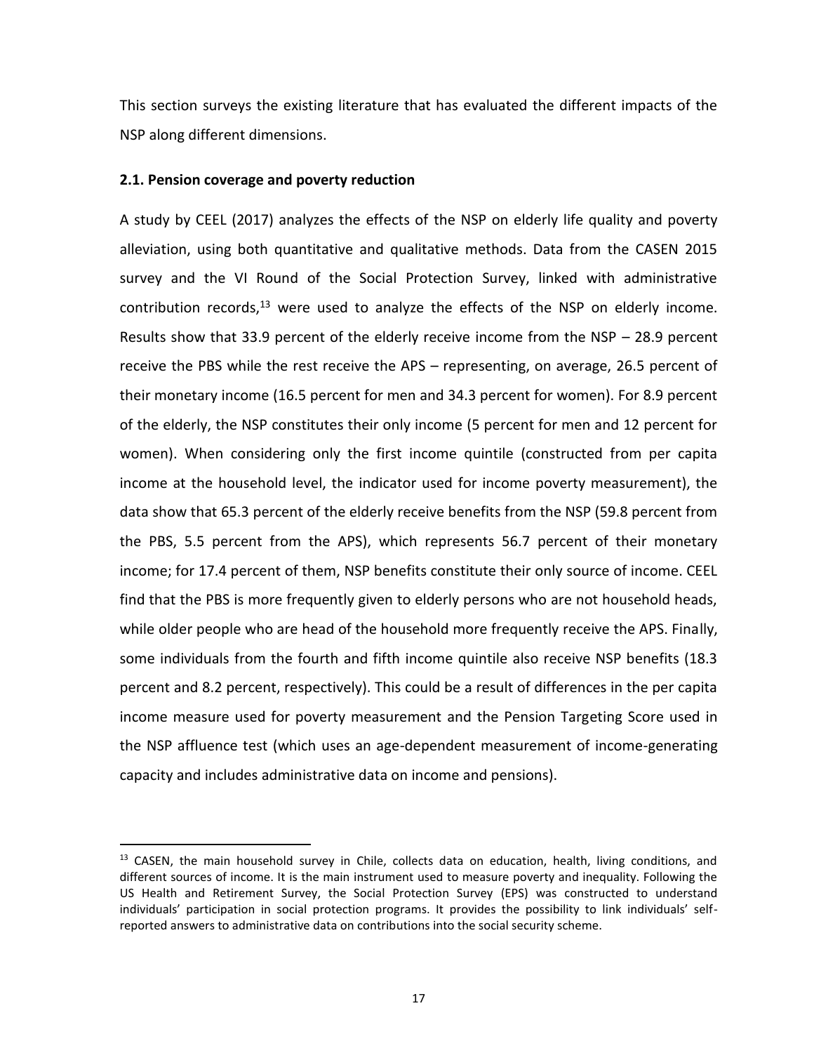This section surveys the existing literature that has evaluated the different impacts of the NSP along different dimensions.

### 2.1. Pension coverage and poverty reduction

A study by CEEL (2017) analyzes the effects of the NSP on elderly life quality and poverty alleviation, using both quantitative and qualitative methods. Data from the CASEN 2015 survey and the VI Round of the Social Protection Survey, linked with administrative contribution records,[13] were used to analyze the effects of the NSP on elderly income. Results show that 33.9 percent of the elderly receive income from the NSP – 28.9 percent receive the PBS while the rest receive the APS – representing, on average, 26.5 percent of their monetary income (16.5 percent for men and 34.3 percent for women). For 8.9 percent of the elderly, the NSP constitutes their only income (5 percent for men and 12 percent for women). When considering only the first income quintile (constructed from per capita income at the household level, the indicator used for income poverty measurement), the data show that 65.3 percent of the elderly receive benefits from the NSP (59.8 percent from the PBS, 5.5 percent from the APS), which represents 56.7 percent of their monetary income; for 17.4 percent of them, NSP benefits constitute their only source of income. CEEL find that the PBS is more frequently given to elderly persons who are not household heads, while older people who are head of the household more frequently receive the APS. Finally, some individuals from the fourth and fifth income quintile also receive NSP benefits (18.3 percent and 8.2 percent, respectively). This could be a result of differences in the per capita income measure used for poverty measurement and the Pension Targeting Score used in the NSP affluence test (which uses an age-dependent measurement of income-generating capacity and includes administrative data on income and pensions).

[13] CASEN, the main household survey in Chile, collects data on education, health, living conditions, and different sources of income. It is the main instrument used to measure poverty and inequality. Following the US Health and Retirement Survey, the Social Protection Survey (EPS) was constructed to understand individuals' participation in social protection programs. It provides the possibility to link individuals' self-reported answers to administrative data on contributions into the social security scheme.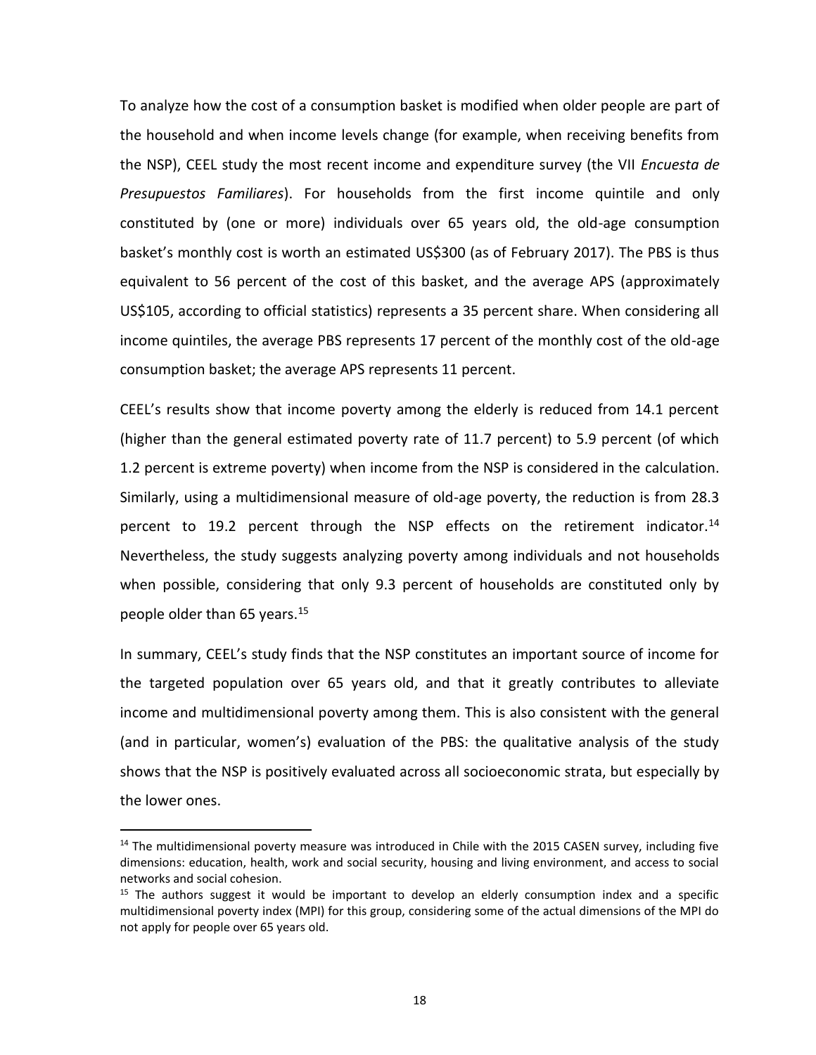To analyze how the cost of a consumption basket is modified when older people are part of the household and when income levels change (for example, when receiving benefits from the NSP), CEEL study the most recent income and expenditure survey (the VII *Encuesta de Presupuestos Familiares*). For households from the first income quintile and only constituted by (one or more) individuals over 65 years old, the old-age consumption basket's monthly cost is worth an estimated US$300 (as of February 2017). The PBS is thus equivalent to 56 percent of the cost of this basket, and the average APS (approximately US$105, according to official statistics) represents a 35 percent share. When considering all income quintiles, the average PBS represents 17 percent of the monthly cost of the old-age consumption basket; the average APS represents 11 percent.

CEEL's results show that income poverty among the elderly is reduced from 14.1 percent (higher than the general estimated poverty rate of 11.7 percent) to 5.9 percent (of which 1.2 percent is extreme poverty) when income from the NSP is considered in the calculation. Similarly, using a multidimensional measure of old-age poverty, the reduction is from 28.3 percent to 19.2 percent through the NSP effects on the retirement indicator.[14] Nevertheless, the study suggests analyzing poverty among individuals and not households when possible, considering that only 9.3 percent of households are constituted only by people older than 65 years.[15]

In summary, CEEL's study finds that the NSP constitutes an important source of income for the targeted population over 65 years old, and that it greatly contributes to alleviate income and multidimensional poverty among them. This is also consistent with the general (and in particular, women's) evaluation of the PBS: the qualitative analysis of the study shows that the NSP is positively evaluated across all socioeconomic strata, but especially by the lower ones.

---

[14] The multidimensional poverty measure was introduced in Chile with the 2015 CASEN survey, including five dimensions: education, health, work and social security, housing and living environment, and access to social networks and social cohesion.

[15] The authors suggest it would be important to develop an elderly consumption index and a specific multidimensional poverty index (MPI) for this group, considering some of the actual dimensions of the MPI do not apply for people over 65 years old.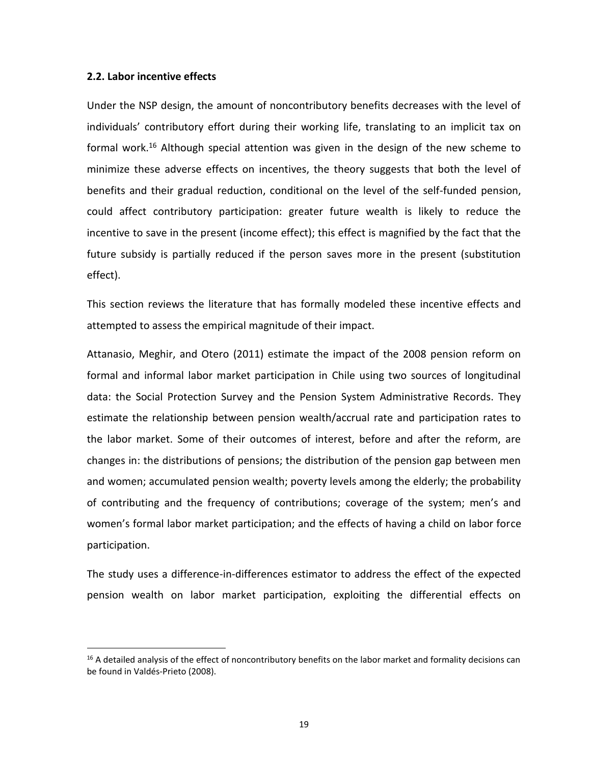### 2.2. Labor incentive effects

Under the NSP design, the amount of noncontributory benefits decreases with the level of individuals' contributory effort during their working life, translating to an implicit tax on formal work.[16] Although special attention was given in the design of the new scheme to minimize these adverse effects on incentives, the theory suggests that both the level of benefits and their gradual reduction, conditional on the level of the self-funded pension, could affect contributory participation: greater future wealth is likely to reduce the incentive to save in the present (income effect); this effect is magnified by the fact that the future subsidy is partially reduced if the person saves more in the present (substitution effect).

This section reviews the literature that has formally modeled these incentive effects and attempted to assess the empirical magnitude of their impact.

Attanasio, Meghir, and Otero (2011) estimate the impact of the 2008 pension reform on formal and informal labor market participation in Chile using two sources of longitudinal data: the Social Protection Survey and the Pension System Administrative Records. They estimate the relationship between pension wealth/accrual rate and participation rates to the labor market. Some of their outcomes of interest, before and after the reform, are changes in: the distributions of pensions; the distribution of the pension gap between men and women; accumulated pension wealth; poverty levels among the elderly; the probability of contributing and the frequency of contributions; coverage of the system; men's and women's formal labor market participation; and the effects of having a child on labor force participation.

The study uses a difference-in-differences estimator to address the effect of the expected pension wealth on labor market participation, exploiting the differential effects on

[16] A detailed analysis of the effect of noncontributory benefits on the labor market and formality decisions can be found in Valdés-Prieto (2008).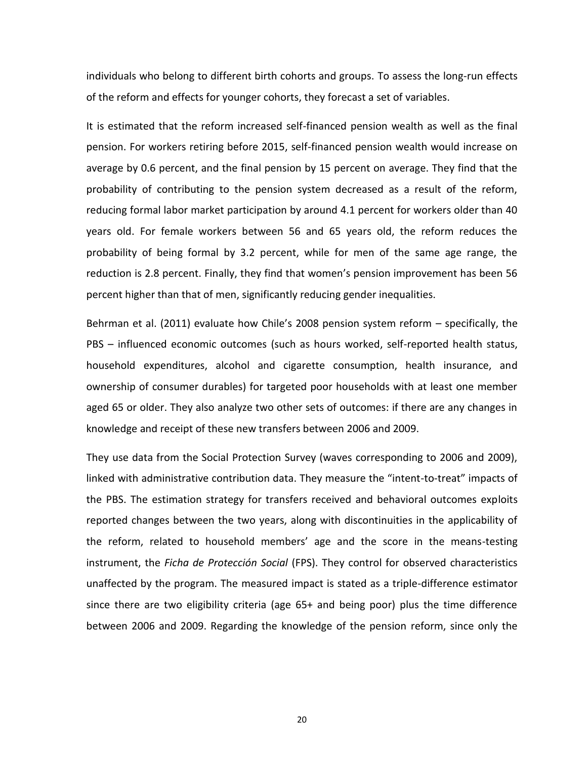individuals who belong to different birth cohorts and groups. To assess the long-run effects of the reform and effects for younger cohorts, they forecast a set of variables.

It is estimated that the reform increased self-financed pension wealth as well as the final pension. For workers retiring before 2015, self-financed pension wealth would increase on average by 0.6 percent, and the final pension by 15 percent on average. They find that the probability of contributing to the pension system decreased as a result of the reform, reducing formal labor market participation by around 4.1 percent for workers older than 40 years old. For female workers between 56 and 65 years old, the reform reduces the probability of being formal by 3.2 percent, while for men of the same age range, the reduction is 2.8 percent. Finally, they find that women's pension improvement has been 56 percent higher than that of men, significantly reducing gender inequalities.

Behrman et al. (2011) evaluate how Chile's 2008 pension system reform – specifically, the PBS – influenced economic outcomes (such as hours worked, self-reported health status, household expenditures, alcohol and cigarette consumption, health insurance, and ownership of consumer durables) for targeted poor households with at least one member aged 65 or older. They also analyze two other sets of outcomes: if there are any changes in knowledge and receipt of these new transfers between 2006 and 2009.

They use data from the Social Protection Survey (waves corresponding to 2006 and 2009), linked with administrative contribution data. They measure the "intent-to-treat" impacts of the PBS. The estimation strategy for transfers received and behavioral outcomes exploits reported changes between the two years, along with discontinuities in the applicability of the reform, related to household members' age and the score in the means-testing instrument, the *Ficha de Protección Social* (FPS). They control for observed characteristics unaffected by the program. The measured impact is stated as a triple-difference estimator since there are two eligibility criteria (age 65+ and being poor) plus the time difference between 2006 and 2009. Regarding the knowledge of the pension reform, since only the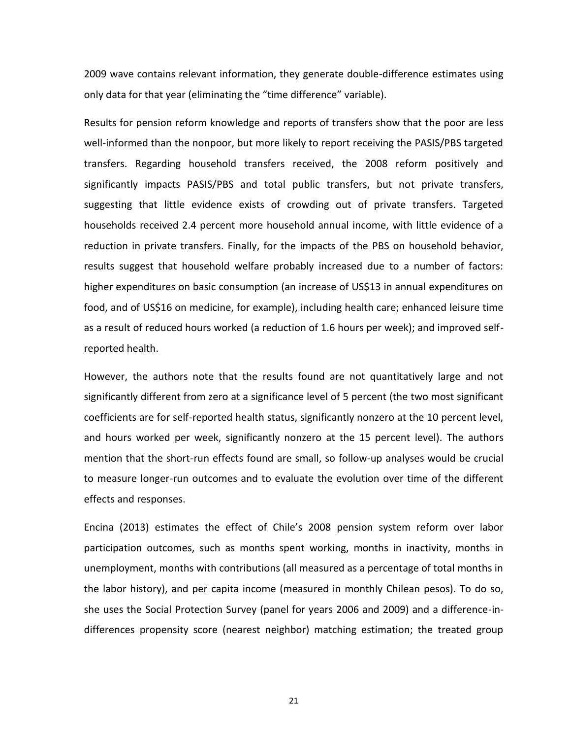2009 wave contains relevant information, they generate double-difference estimates using only data for that year (eliminating the "time difference" variable).

Results for pension reform knowledge and reports of transfers show that the poor are less well-informed than the nonpoor, but more likely to report receiving the PASIS/PBS targeted transfers. Regarding household transfers received, the 2008 reform positively and significantly impacts PASIS/PBS and total public transfers, but not private transfers, suggesting that little evidence exists of crowding out of private transfers. Targeted households received 2.4 percent more household annual income, with little evidence of a reduction in private transfers. Finally, for the impacts of the PBS on household behavior, results suggest that household welfare probably increased due to a number of factors: higher expenditures on basic consumption (an increase of US$13 in annual expenditures on food, and of US$16 on medicine, for example), including health care; enhanced leisure time as a result of reduced hours worked (a reduction of 1.6 hours per week); and improved self-reported health.

However, the authors note that the results found are not quantitatively large and not significantly different from zero at a significance level of 5 percent (the two most significant coefficients are for self-reported health status, significantly nonzero at the 10 percent level, and hours worked per week, significantly nonzero at the 15 percent level). The authors mention that the short-run effects found are small, so follow-up analyses would be crucial to measure longer-run outcomes and to evaluate the evolution over time of the different effects and responses.

Encina (2013) estimates the effect of Chile's 2008 pension system reform over labor participation outcomes, such as months spent working, months in inactivity, months in unemployment, months with contributions (all measured as a percentage of total months in the labor history), and per capita income (measured in monthly Chilean pesos). To do so, she uses the Social Protection Survey (panel for years 2006 and 2009) and a difference-in-differences propensity score (nearest neighbor) matching estimation; the treated group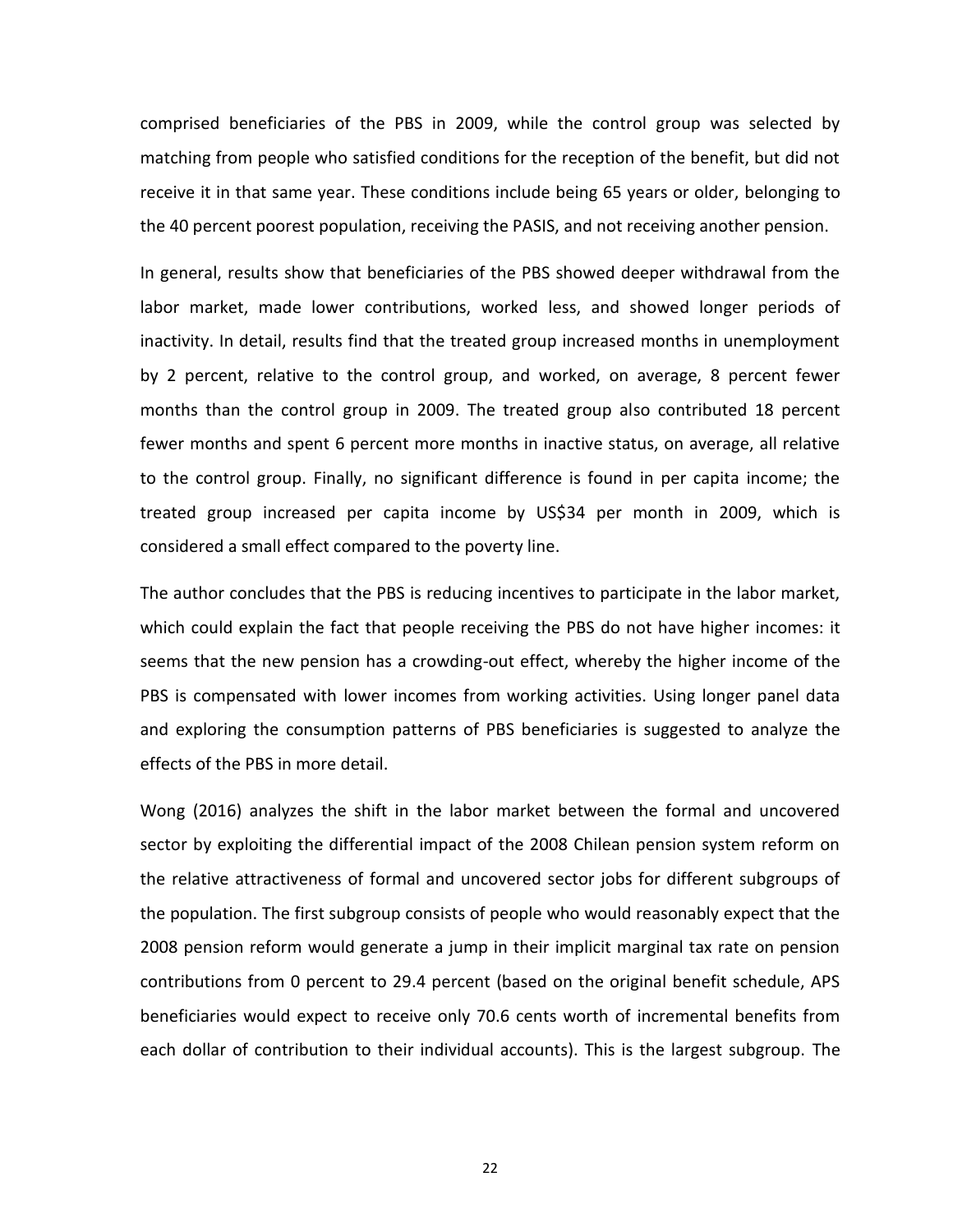comprised beneficiaries of the PBS in 2009, while the control group was selected by matching from people who satisfied conditions for the reception of the benefit, but did not receive it in that same year. These conditions include being 65 years or older, belonging to the 40 percent poorest population, receiving the PASIS, and not receiving another pension.

In general, results show that beneficiaries of the PBS showed deeper withdrawal from the labor market, made lower contributions, worked less, and showed longer periods of inactivity. In detail, results find that the treated group increased months in unemployment by 2 percent, relative to the control group, and worked, on average, 8 percent fewer months than the control group in 2009. The treated group also contributed 18 percent fewer months and spent 6 percent more months in inactive status, on average, all relative to the control group. Finally, no significant difference is found in per capita income; the treated group increased per capita income by US$34 per month in 2009, which is considered a small effect compared to the poverty line.

The author concludes that the PBS is reducing incentives to participate in the labor market, which could explain the fact that people receiving the PBS do not have higher incomes: it seems that the new pension has a crowding-out effect, whereby the higher income of the PBS is compensated with lower incomes from working activities. Using longer panel data and exploring the consumption patterns of PBS beneficiaries is suggested to analyze the effects of the PBS in more detail.

Wong (2016) analyzes the shift in the labor market between the formal and uncovered sector by exploiting the differential impact of the 2008 Chilean pension system reform on the relative attractiveness of formal and uncovered sector jobs for different subgroups of the population. The first subgroup consists of people who would reasonably expect that the 2008 pension reform would generate a jump in their implicit marginal tax rate on pension contributions from 0 percent to 29.4 percent (based on the original benefit schedule, APS beneficiaries would expect to receive only 70.6 cents worth of incremental benefits from each dollar of contribution to their individual accounts). This is the largest subgroup. The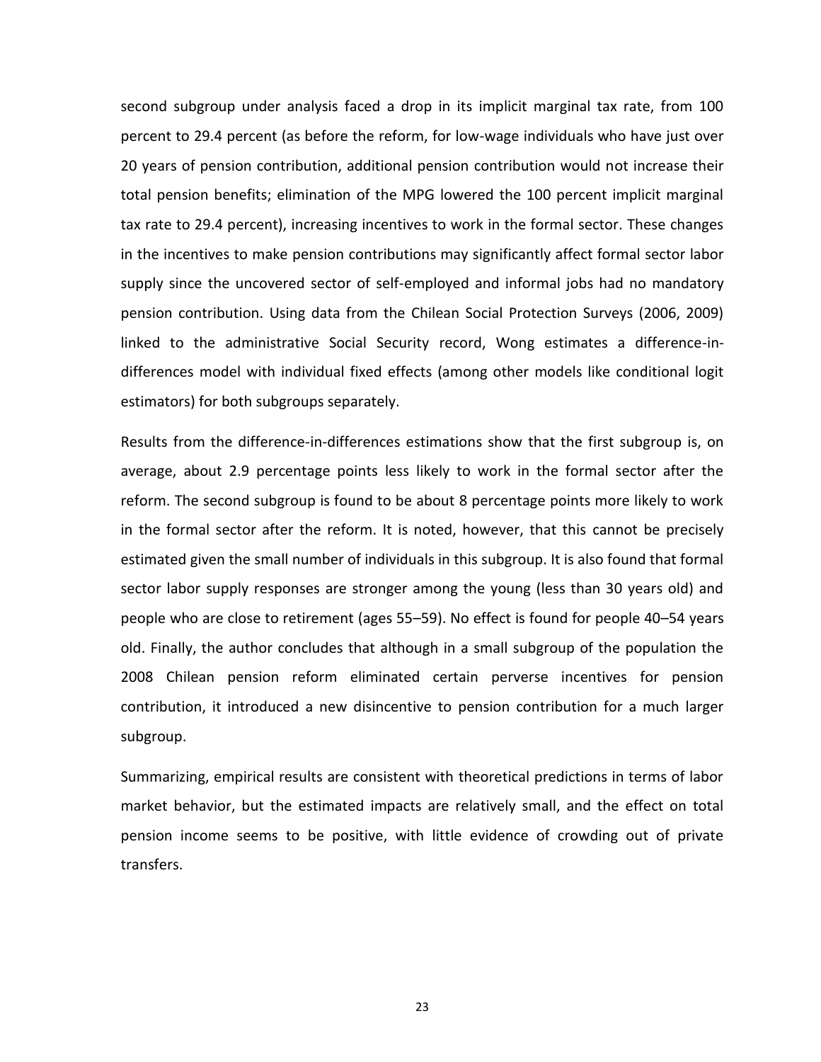second subgroup under analysis faced a drop in its implicit marginal tax rate, from 100 percent to 29.4 percent (as before the reform, for low-wage individuals who have just over 20 years of pension contribution, additional pension contribution would not increase their total pension benefits; elimination of the MPG lowered the 100 percent implicit marginal tax rate to 29.4 percent), increasing incentives to work in the formal sector. These changes in the incentives to make pension contributions may significantly affect formal sector labor supply since the uncovered sector of self-employed and informal jobs had no mandatory pension contribution. Using data from the Chilean Social Protection Surveys (2006, 2009) linked to the administrative Social Security record, Wong estimates a difference-in-differences model with individual fixed effects (among other models like conditional logit estimators) for both subgroups separately.

Results from the difference-in-differences estimations show that the first subgroup is, on average, about 2.9 percentage points less likely to work in the formal sector after the reform. The second subgroup is found to be about 8 percentage points more likely to work in the formal sector after the reform. It is noted, however, that this cannot be precisely estimated given the small number of individuals in this subgroup. It is also found that formal sector labor supply responses are stronger among the young (less than 30 years old) and people who are close to retirement (ages 55–59). No effect is found for people 40–54 years old. Finally, the author concludes that although in a small subgroup of the population the 2008 Chilean pension reform eliminated certain perverse incentives for pension contribution, it introduced a new disincentive to pension contribution for a much larger subgroup.

Summarizing, empirical results are consistent with theoretical predictions in terms of labor market behavior, but the estimated impacts are relatively small, and the effect on total pension income seems to be positive, with little evidence of crowding out of private transfers.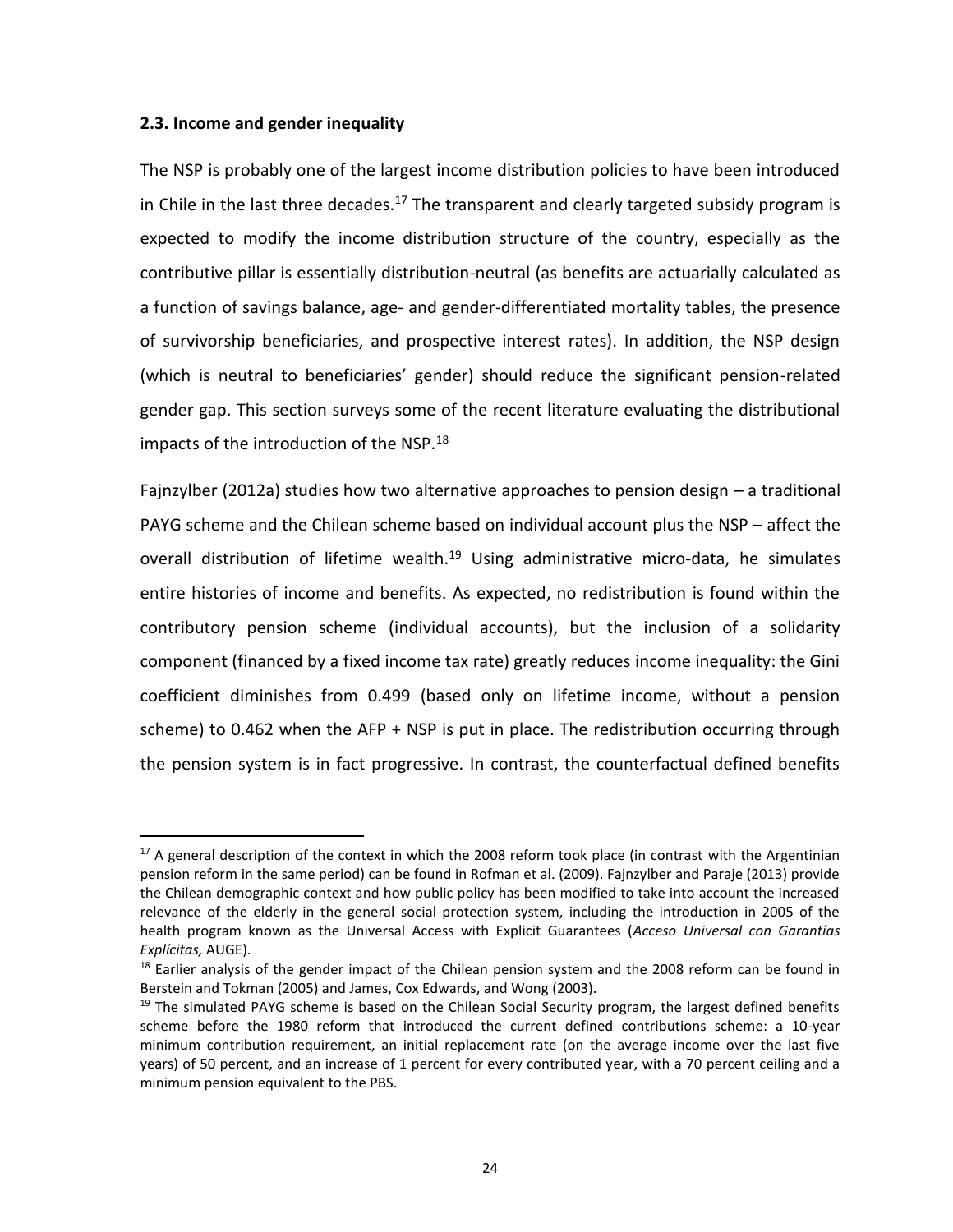### 2.3. Income and gender inequality

The NSP is probably one of the largest income distribution policies to have been introduced in Chile in the last three decades.[17] The transparent and clearly targeted subsidy program is expected to modify the income distribution structure of the country, especially as the contributive pillar is essentially distribution-neutral (as benefits are actuarially calculated as a function of savings balance, age- and gender-differentiated mortality tables, the presence of survivorship beneficiaries, and prospective interest rates). In addition, the NSP design (which is neutral to beneficiaries' gender) should reduce the significant pension-related gender gap. This section surveys some of the recent literature evaluating the distributional impacts of the introduction of the NSP.[18]

Fajnzylber (2012a) studies how two alternative approaches to pension design – a traditional PAYG scheme and the Chilean scheme based on individual account plus the NSP – affect the overall distribution of lifetime wealth.[19] Using administrative micro-data, he simulates entire histories of income and benefits. As expected, no redistribution is found within the contributory pension scheme (individual accounts), but the inclusion of a solidarity component (financed by a fixed income tax rate) greatly reduces income inequality: the Gini coefficient diminishes from 0.499 (based only on lifetime income, without a pension scheme) to 0.462 when the AFP + NSP is put in place. The redistribution occurring through the pension system is in fact progressive. In contrast, the counterfactual defined benefits

---

[17] A general description of the context in which the 2008 reform took place (in contrast with the Argentinian pension reform in the same period) can be found in Rofman et al. (2009). Fajnzylber and Paraje (2013) provide the Chilean demographic context and how public policy has been modified to take into account the increased relevance of the elderly in the general social protection system, including the introduction in 2005 of the health program known as the Universal Access with Explicit Guarantees (*Acceso Universal con Garantías Explícitas,* AUGE).

[18] Earlier analysis of the gender impact of the Chilean pension system and the 2008 reform can be found in Berstein and Tokman (2005) and James, Cox Edwards, and Wong (2003).

[19] The simulated PAYG scheme is based on the Chilean Social Security program, the largest defined benefits scheme before the 1980 reform that introduced the current defined contributions scheme: a 10-year minimum contribution requirement, an initial replacement rate (on the average income over the last five years) of 50 percent, and an increase of 1 percent for every contributed year, with a 70 percent ceiling and a minimum pension equivalent to the PBS.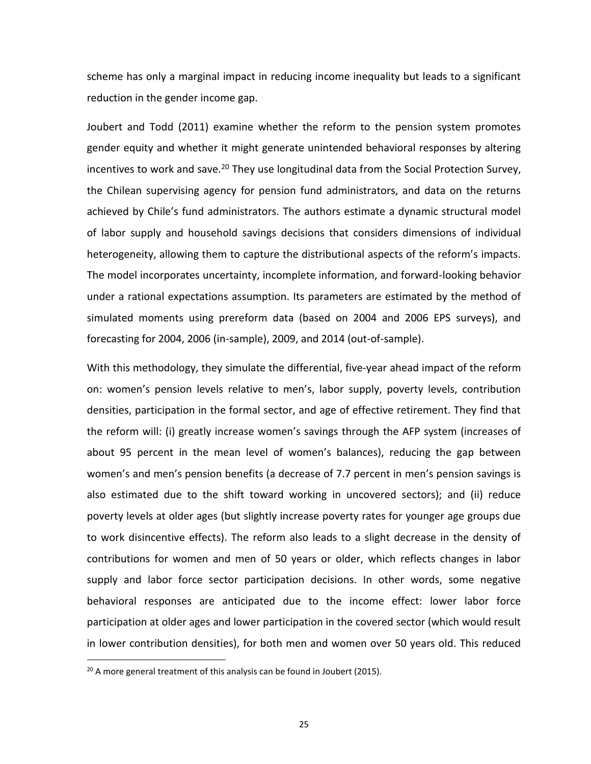scheme has only a marginal impact in reducing income inequality but leads to a significant reduction in the gender income gap.

Joubert and Todd (2011) examine whether the reform to the pension system promotes gender equity and whether it might generate unintended behavioral responses by altering incentives to work and save.[20] They use longitudinal data from the Social Protection Survey, the Chilean supervising agency for pension fund administrators, and data on the returns achieved by Chile's fund administrators. The authors estimate a dynamic structural model of labor supply and household savings decisions that considers dimensions of individual heterogeneity, allowing them to capture the distributional aspects of the reform's impacts. The model incorporates uncertainty, incomplete information, and forward-looking behavior under a rational expectations assumption. Its parameters are estimated by the method of simulated moments using prereform data (based on 2004 and 2006 EPS surveys), and forecasting for 2004, 2006 (in-sample), 2009, and 2014 (out-of-sample).

With this methodology, they simulate the differential, five-year ahead impact of the reform on: women's pension levels relative to men's, labor supply, poverty levels, contribution densities, participation in the formal sector, and age of effective retirement. They find that the reform will: (i) greatly increase women's savings through the AFP system (increases of about 95 percent in the mean level of women's balances), reducing the gap between women's and men's pension benefits (a decrease of 7.7 percent in men's pension savings is also estimated due to the shift toward working in uncovered sectors); and (ii) reduce poverty levels at older ages (but slightly increase poverty rates for younger age groups due to work disincentive effects). The reform also leads to a slight decrease in the density of contributions for women and men of 50 years or older, which reflects changes in labor supply and labor force sector participation decisions. In other words, some negative behavioral responses are anticipated due to the income effect: lower labor force participation at older ages and lower participation in the covered sector (which would result in lower contribution densities), for both men and women over 50 years old. This reduced

[20] A more general treatment of this analysis can be found in Joubert (2015).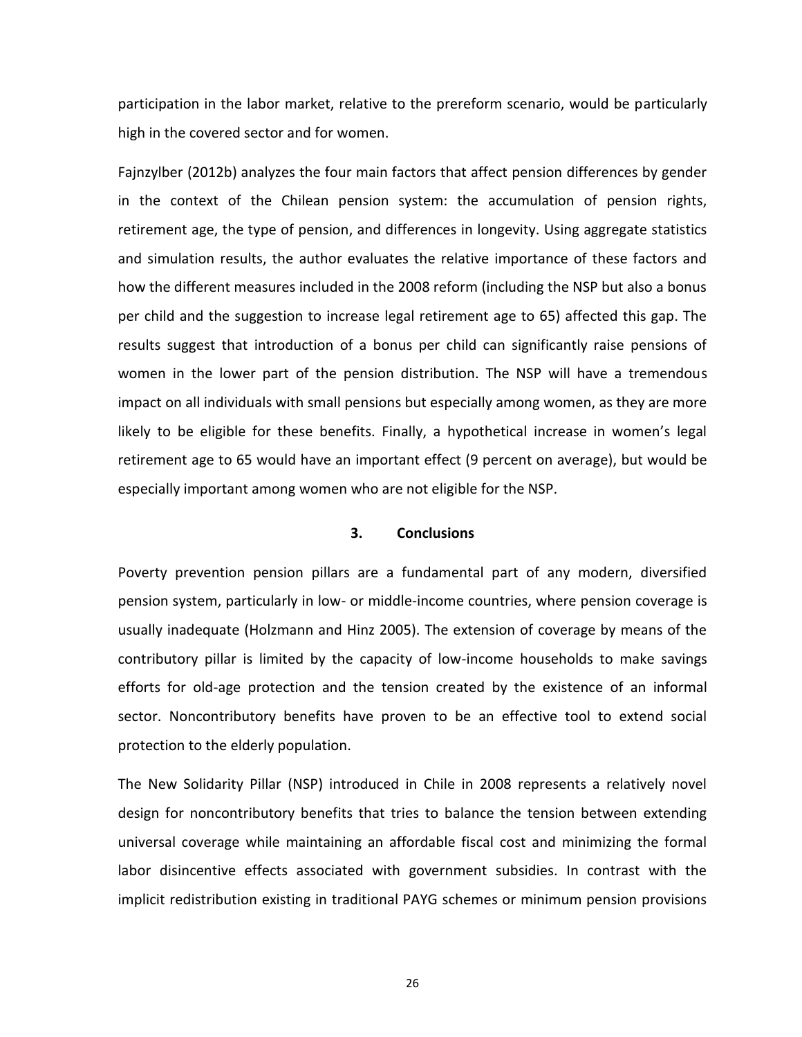participation in the labor market, relative to the prereform scenario, would be particularly high in the covered sector and for women.

Fajnzylber (2012b) analyzes the four main factors that affect pension differences by gender in the context of the Chilean pension system: the accumulation of pension rights, retirement age, the type of pension, and differences in longevity. Using aggregate statistics and simulation results, the author evaluates the relative importance of these factors and how the different measures included in the 2008 reform (including the NSP but also a bonus per child and the suggestion to increase legal retirement age to 65) affected this gap. The results suggest that introduction of a bonus per child can significantly raise pensions of women in the lower part of the pension distribution. The NSP will have a tremendous impact on all individuals with small pensions but especially among women, as they are more likely to be eligible for these benefits. Finally, a hypothetical increase in women's legal retirement age to 65 would have an important effect (9 percent on average), but would be especially important among women who are not eligible for the NSP.

## 3. Conclusions

Poverty prevention pension pillars are a fundamental part of any modern, diversified pension system, particularly in low- or middle-income countries, where pension coverage is usually inadequate (Holzmann and Hinz 2005). The extension of coverage by means of the contributory pillar is limited by the capacity of low-income households to make savings efforts for old-age protection and the tension created by the existence of an informal sector. Noncontributory benefits have proven to be an effective tool to extend social protection to the elderly population.

The New Solidarity Pillar (NSP) introduced in Chile in 2008 represents a relatively novel design for noncontributory benefits that tries to balance the tension between extending universal coverage while maintaining an affordable fiscal cost and minimizing the formal labor disincentive effects associated with government subsidies. In contrast with the implicit redistribution existing in traditional PAYG schemes or minimum pension provisions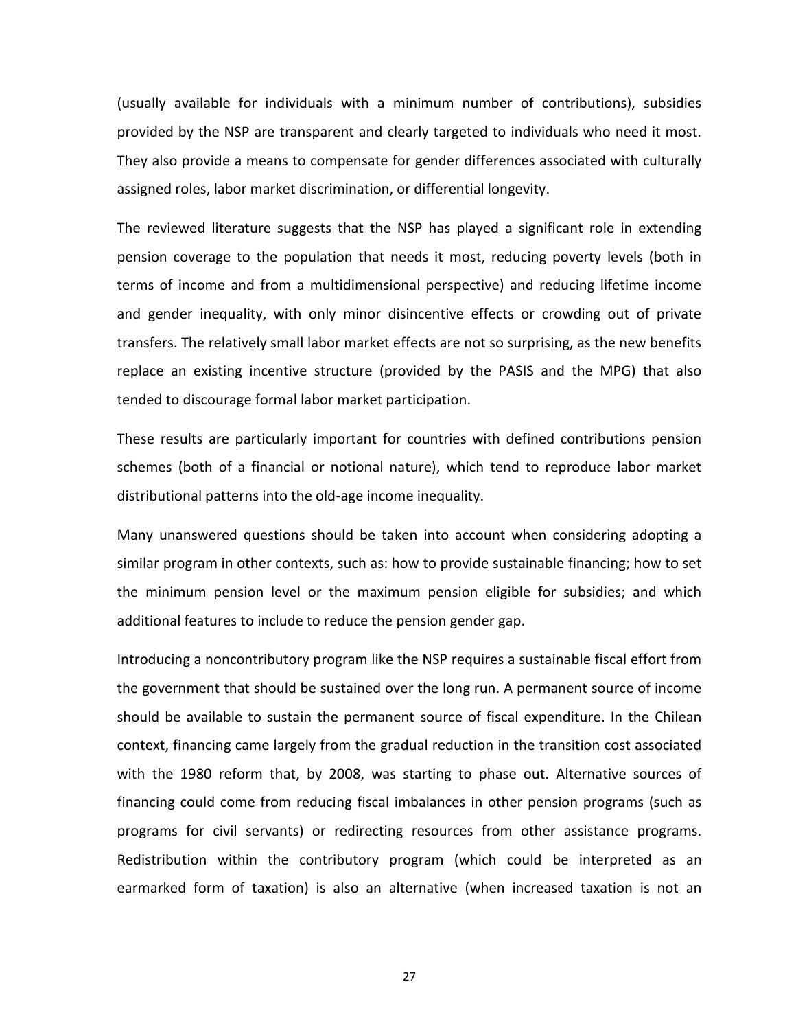(usually available for individuals with a minimum number of contributions), subsidies provided by the NSP are transparent and clearly targeted to individuals who need it most. They also provide a means to compensate for gender differences associated with culturally assigned roles, labor market discrimination, or differential longevity.

The reviewed literature suggests that the NSP has played a significant role in extending pension coverage to the population that needs it most, reducing poverty levels (both in terms of income and from a multidimensional perspective) and reducing lifetime income and gender inequality, with only minor disincentive effects or crowding out of private transfers. The relatively small labor market effects are not so surprising, as the new benefits replace an existing incentive structure (provided by the PASIS and the MPG) that also tended to discourage formal labor market participation.

These results are particularly important for countries with defined contributions pension schemes (both of a financial or notional nature), which tend to reproduce labor market distributional patterns into the old-age income inequality.

Many unanswered questions should be taken into account when considering adopting a similar program in other contexts, such as: how to provide sustainable financing; how to set the minimum pension level or the maximum pension eligible for subsidies; and which additional features to include to reduce the pension gender gap.

Introducing a noncontributory program like the NSP requires a sustainable fiscal effort from the government that should be sustained over the long run. A permanent source of income should be available to sustain the permanent source of fiscal expenditure. In the Chilean context, financing came largely from the gradual reduction in the transition cost associated with the 1980 reform that, by 2008, was starting to phase out. Alternative sources of financing could come from reducing fiscal imbalances in other pension programs (such as programs for civil servants) or redirecting resources from other assistance programs. Redistribution within the contributory program (which could be interpreted as an earmarked form of taxation) is also an alternative (when increased taxation is not an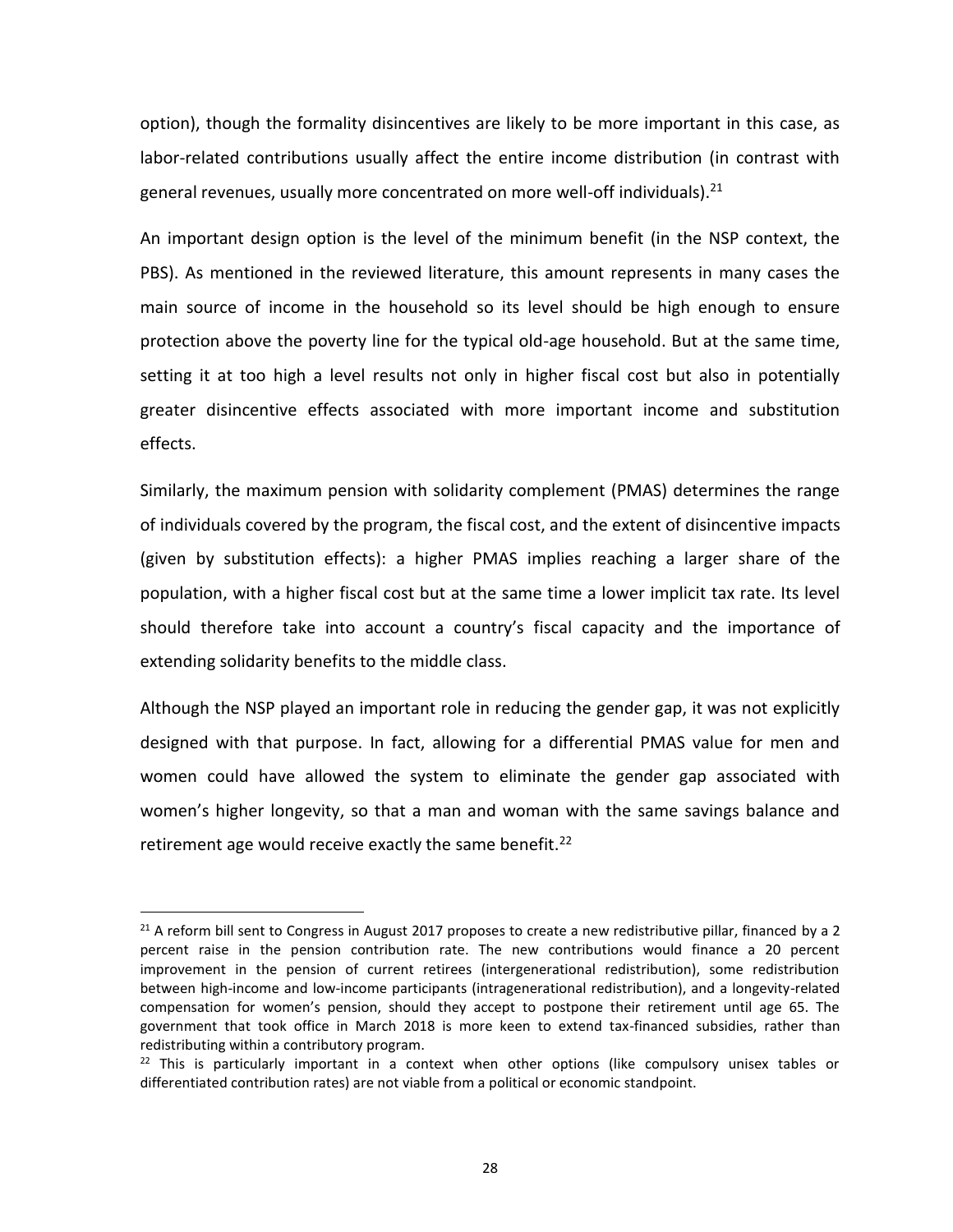option), though the formality disincentives are likely to be more important in this case, as labor-related contributions usually affect the entire income distribution (in contrast with general revenues, usually more concentrated on more well-off individuals).[21]

An important design option is the level of the minimum benefit (in the NSP context, the PBS). As mentioned in the reviewed literature, this amount represents in many cases the main source of income in the household so its level should be high enough to ensure protection above the poverty line for the typical old-age household. But at the same time, setting it at too high a level results not only in higher fiscal cost but also in potentially greater disincentive effects associated with more important income and substitution effects.

Similarly, the maximum pension with solidarity complement (PMAS) determines the range of individuals covered by the program, the fiscal cost, and the extent of disincentive impacts (given by substitution effects): a higher PMAS implies reaching a larger share of the population, with a higher fiscal cost but at the same time a lower implicit tax rate. Its level should therefore take into account a country's fiscal capacity and the importance of extending solidarity benefits to the middle class.

Although the NSP played an important role in reducing the gender gap, it was not explicitly designed with that purpose. In fact, allowing for a differential PMAS value for men and women could have allowed the system to eliminate the gender gap associated with women's higher longevity, so that a man and woman with the same savings balance and retirement age would receive exactly the same benefit.[22]

---

[21] A reform bill sent to Congress in August 2017 proposes to create a new redistributive pillar, financed by a 2 percent raise in the pension contribution rate. The new contributions would finance a 20 percent improvement in the pension of current retirees (intergenerational redistribution), some redistribution between high-income and low-income participants (intragenerational redistribution), and a longevity-related compensation for women's pension, should they accept to postpone their retirement until age 65. The government that took office in March 2018 is more keen to extend tax-financed subsidies, rather than redistributing within a contributory program.

[22] This is particularly important in a context when other options (like compulsory unisex tables or differentiated contribution rates) are not viable from a political or economic standpoint.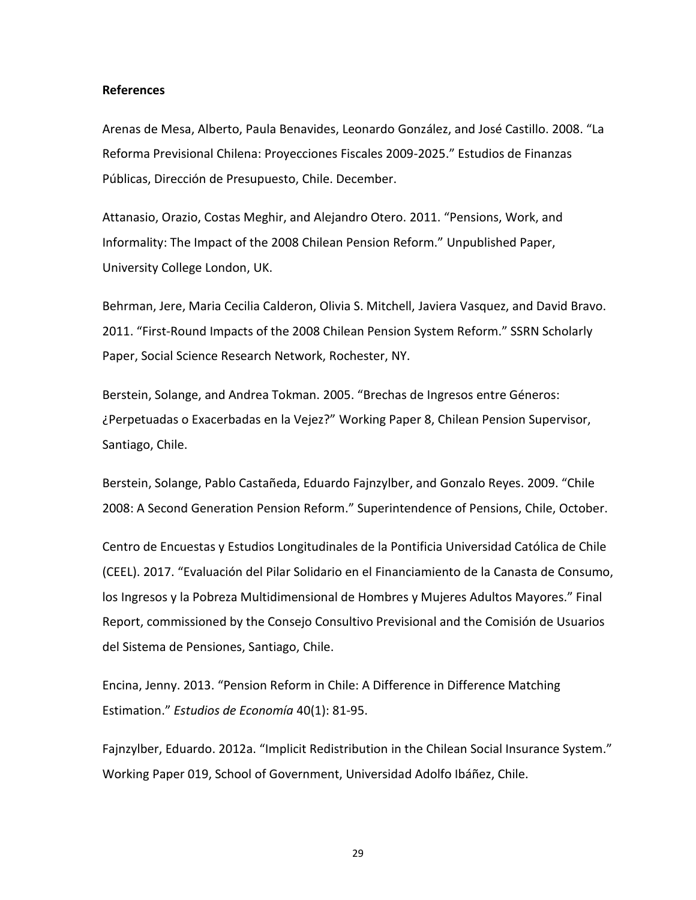**References**

Arenas de Mesa, Alberto, Paula Benavides, Leonardo González, and José Castillo. 2008. "La Reforma Previsional Chilena: Proyecciones Fiscales 2009-2025." Estudios de Finanzas Públicas, Dirección de Presupuesto, Chile. December.

Attanasio, Orazio, Costas Meghir, and Alejandro Otero. 2011. "Pensions, Work, and Informality: The Impact of the 2008 Chilean Pension Reform." Unpublished Paper, University College London, UK.

Behrman, Jere, Maria Cecilia Calderon, Olivia S. Mitchell, Javiera Vasquez, and David Bravo. 2011. "First-Round Impacts of the 2008 Chilean Pension System Reform." SSRN Scholarly Paper, Social Science Research Network, Rochester, NY.

Berstein, Solange, and Andrea Tokman. 2005. "Brechas de Ingresos entre Géneros: ¿Perpetuadas o Exacerbadas en la Vejez?" Working Paper 8, Chilean Pension Supervisor, Santiago, Chile.

Berstein, Solange, Pablo Castañeda, Eduardo Fajnzylber, and Gonzalo Reyes. 2009. "Chile 2008: A Second Generation Pension Reform." Superintendence of Pensions, Chile, October.

Centro de Encuestas y Estudios Longitudinales de la Pontificia Universidad Católica de Chile (CEEL). 2017. "Evaluación del Pilar Solidario en el Financiamiento de la Canasta de Consumo, los Ingresos y la Pobreza Multidimensional de Hombres y Mujeres Adultos Mayores." Final Report, commissioned by the Consejo Consultivo Previsional and the Comisión de Usuarios del Sistema de Pensiones, Santiago, Chile.

Encina, Jenny. 2013. "Pension Reform in Chile: A Difference in Difference Matching Estimation." *Estudios de Economía* 40(1): 81-95.

Fajnzylber, Eduardo. 2012a. "Implicit Redistribution in the Chilean Social Insurance System." Working Paper 019, School of Government, Universidad Adolfo Ibáñez, Chile.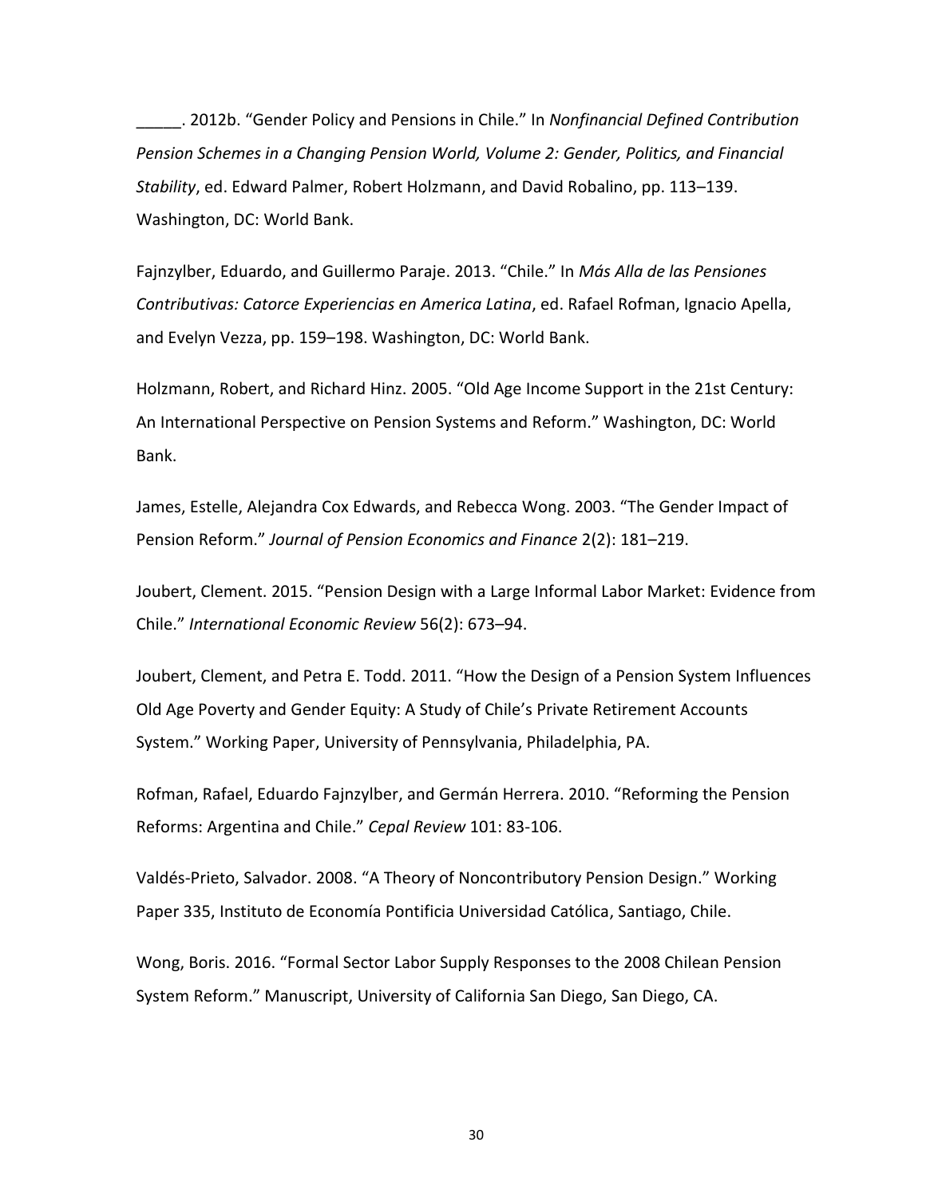_____. 2012b. "Gender Policy and Pensions in Chile." In *Nonfinancial Defined Contribution Pension Schemes in a Changing Pension World, Volume 2: Gender, Politics, and Financial Stability*, ed. Edward Palmer, Robert Holzmann, and David Robalino, pp. 113–139. Washington, DC: World Bank.

Fajnzylber, Eduardo, and Guillermo Paraje. 2013. "Chile." In *Más Alla de las Pensiones Contributivas: Catorce Experiencias en America Latina*, ed. Rafael Rofman, Ignacio Apella, and Evelyn Vezza, pp. 159–198. Washington, DC: World Bank.

Holzmann, Robert, and Richard Hinz. 2005. "Old Age Income Support in the 21st Century: An International Perspective on Pension Systems and Reform." Washington, DC: World Bank.

James, Estelle, Alejandra Cox Edwards, and Rebecca Wong. 2003. "The Gender Impact of Pension Reform." *Journal of Pension Economics and Finance* 2(2): 181–219.

Joubert, Clement. 2015. "Pension Design with a Large Informal Labor Market: Evidence from Chile." *International Economic Review* 56(2): 673–94.

Joubert, Clement, and Petra E. Todd. 2011. "How the Design of a Pension System Influences Old Age Poverty and Gender Equity: A Study of Chile's Private Retirement Accounts System." Working Paper, University of Pennsylvania, Philadelphia, PA.

Rofman, Rafael, Eduardo Fajnzylber, and Germán Herrera. 2010. "Reforming the Pension Reforms: Argentina and Chile." *Cepal Review* 101: 83-106.

Valdés-Prieto, Salvador. 2008. "A Theory of Noncontributory Pension Design." Working Paper 335, Instituto de Economía Pontificia Universidad Católica, Santiago, Chile.

Wong, Boris. 2016. "Formal Sector Labor Supply Responses to the 2008 Chilean Pension System Reform." Manuscript, University of California San Diego, San Diego, CA.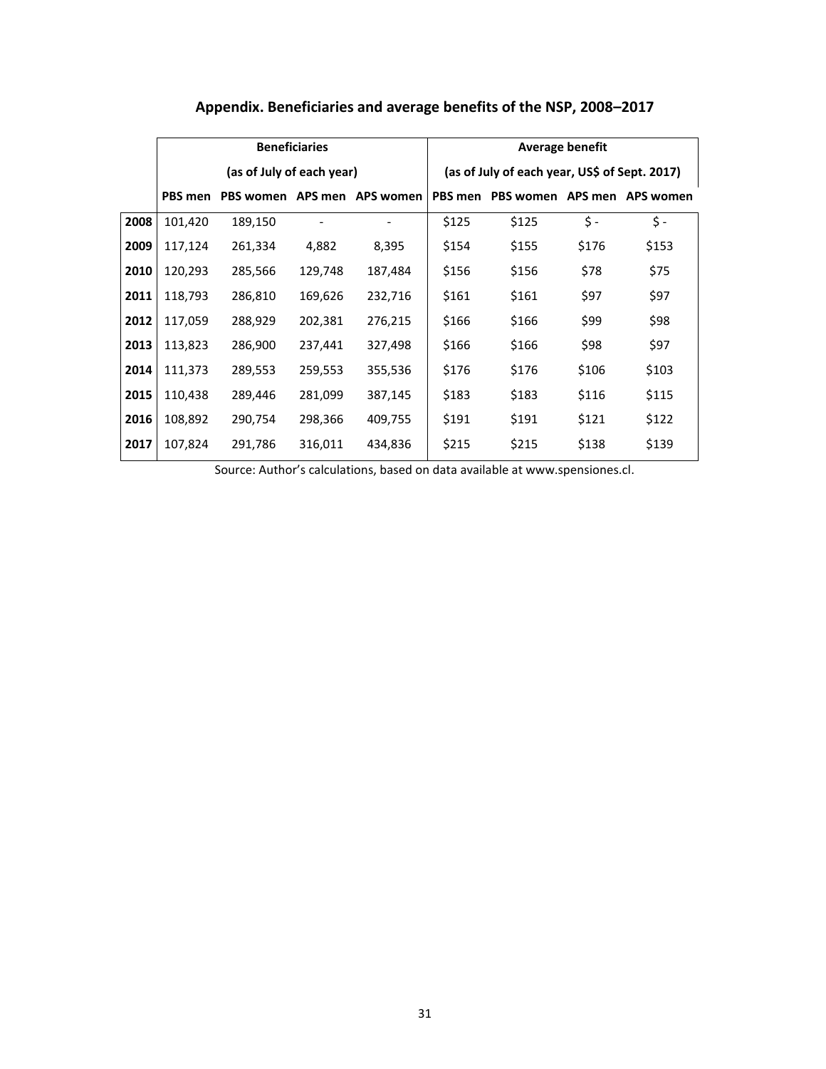## Appendix. Beneficiaries and average benefits of the NSP, 2008–2017

| | Beneficiaries (as of July of each year) | | | | Average benefit (as of July of each year, US$ of Sept. 2017) | | | |
|---|---|---|---|---|---|---|---|---|
| | PBS men | PBS women | APS men | APS women | PBS men | PBS women | APS men | APS women |
| **2008** | 101,420 | 189,150 | - | - | $125 | $125 | $ - | $ - |
| **2009** | 117,124 | 261,334 | 4,882 | 8,395 | $154 | $155 | $176 | $153 |
| **2010** | 120,293 | 285,566 | 129,748 | 187,484 | $156 | $156 | $78 | $75 |
| **2011** | 118,793 | 286,810 | 169,626 | 232,716 | $161 | $161 | $97 | $97 |
| **2012** | 117,059 | 288,929 | 202,381 | 276,215 | $166 | $166 | $99 | $98 |
| **2013** | 113,823 | 286,900 | 237,441 | 327,498 | $166 | $166 | $98 | $97 |
| **2014** | 111,373 | 289,553 | 259,553 | 355,536 | $176 | $176 | $106 | $103 |
| **2015** | 110,438 | 289,446 | 281,099 | 387,145 | $183 | $183 | $116 | $115 |
| **2016** | 108,892 | 290,754 | 298,366 | 409,755 | $191 | $191 | $121 | $122 |
| **2017** | 107,824 | 291,786 | 316,011 | 434,836 | $215 | $215 | $138 | $139 |

Source: Author's calculations, based on data available at www.spensiones.cl.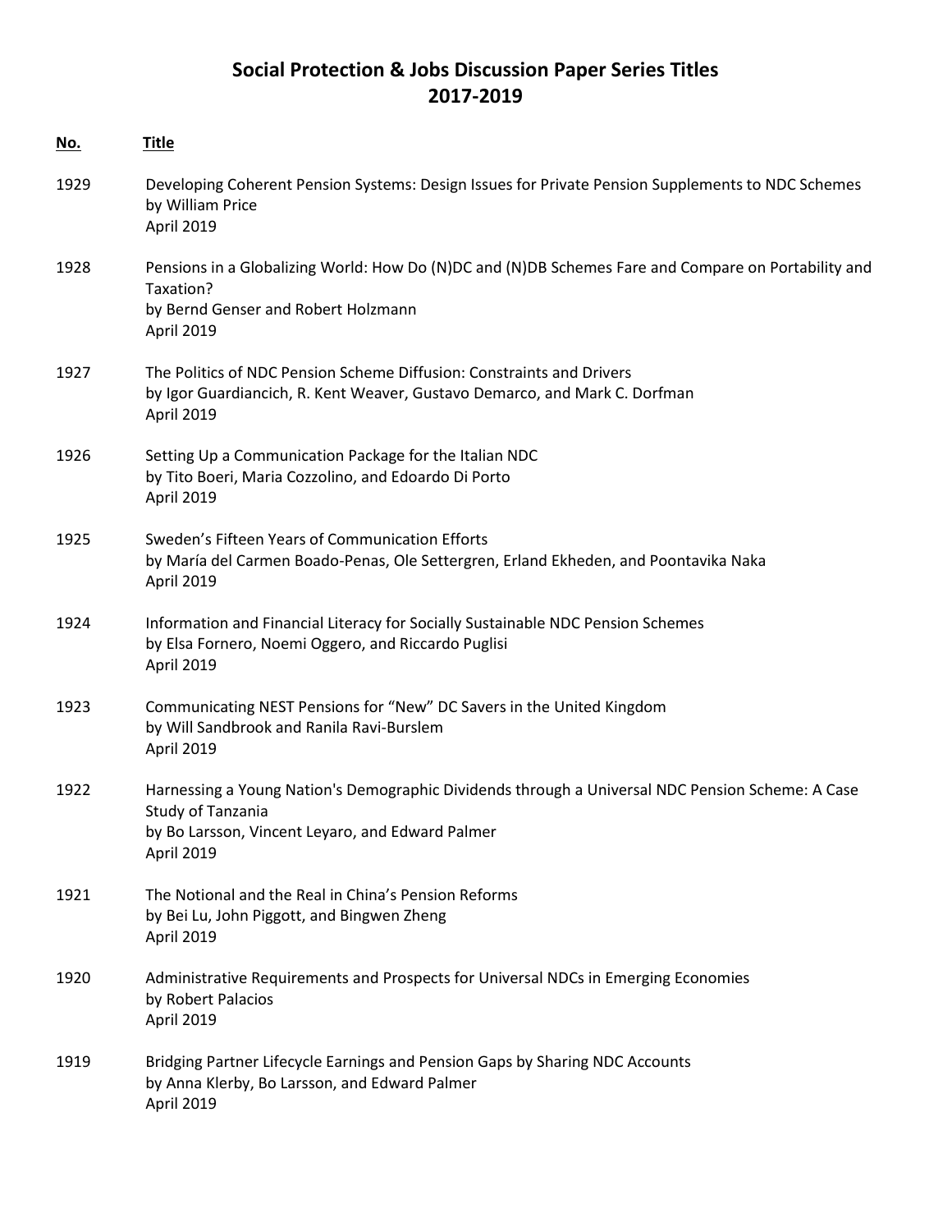# Social Protection & Jobs Discussion Paper Series Titles 2017-2019

**No.** **Title**

1929 Developing Coherent Pension Systems: Design Issues for Private Pension Supplements to NDC Schemes
by William Price
April 2019

1928 Pensions in a Globalizing World: How Do (N)DC and (N)DB Schemes Fare and Compare on Portability and Taxation?
by Bernd Genser and Robert Holzmann
April 2019

1927 The Politics of NDC Pension Scheme Diffusion: Constraints and Drivers
by Igor Guardiancich, R. Kent Weaver, Gustavo Demarco, and Mark C. Dorfman
April 2019

1926 Setting Up a Communication Package for the Italian NDC
by Tito Boeri, Maria Cozzolino, and Edoardo Di Porto
April 2019

1925 Sweden's Fifteen Years of Communication Efforts
by María del Carmen Boado-Penas, Ole Settergren, Erland Ekheden, and Poontavika Naka
April 2019

1924 Information and Financial Literacy for Socially Sustainable NDC Pension Schemes
by Elsa Fornero, Noemi Oggero, and Riccardo Puglisi
April 2019

1923 Communicating NEST Pensions for "New" DC Savers in the United Kingdom
by Will Sandbrook and Ranila Ravi-Burslem
April 2019

1922 Harnessing a Young Nation's Demographic Dividends through a Universal NDC Pension Scheme: A Case Study of Tanzania
by Bo Larsson, Vincent Leyaro, and Edward Palmer
April 2019

1921 The Notional and the Real in China's Pension Reforms
by Bei Lu, John Piggott, and Bingwen Zheng
April 2019

1920 Administrative Requirements and Prospects for Universal NDCs in Emerging Economies
by Robert Palacios
April 2019

1919 Bridging Partner Lifecycle Earnings and Pension Gaps by Sharing NDC Accounts
by Anna Klerby, Bo Larsson, and Edward Palmer
April 2019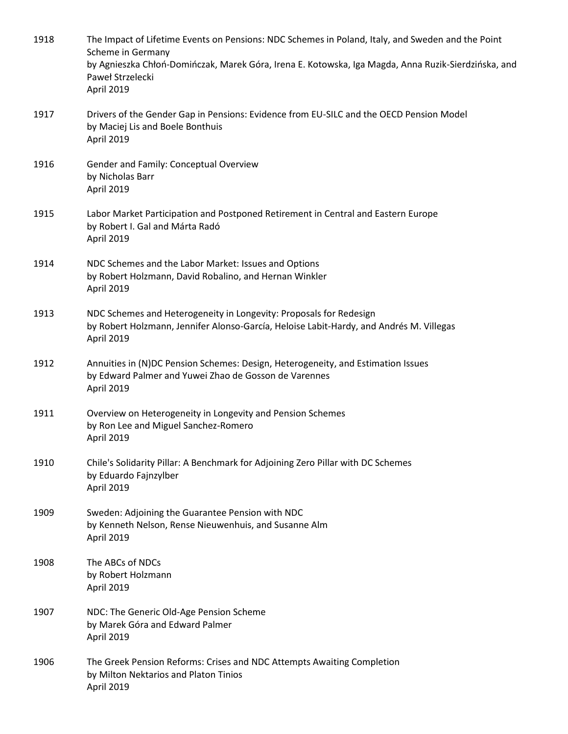1918 The Impact of Lifetime Events on Pensions: NDC Schemes in Poland, Italy, and Sweden and the Point Scheme in Germany
by Agnieszka Chłoń-Domińczak, Marek Góra, Irena E. Kotowska, Iga Magda, Anna Ruzik-Sierdzińska, and Paweł Strzelecki
April 2019

1917 Drivers of the Gender Gap in Pensions: Evidence from EU-SILC and the OECD Pension Model
by Maciej Lis and Boele Bonthuis
April 2019

1916 Gender and Family: Conceptual Overview
by Nicholas Barr
April 2019

1915 Labor Market Participation and Postponed Retirement in Central and Eastern Europe
by Robert I. Gal and Márta Radó
April 2019

1914 NDC Schemes and the Labor Market: Issues and Options
by Robert Holzmann, David Robalino, and Hernan Winkler
April 2019

1913 NDC Schemes and Heterogeneity in Longevity: Proposals for Redesign
by Robert Holzmann, Jennifer Alonso-García, Heloise Labit-Hardy, and Andrés M. Villegas
April 2019

1912 Annuities in (N)DC Pension Schemes: Design, Heterogeneity, and Estimation Issues
by Edward Palmer and Yuwei Zhao de Gosson de Varennes
April 2019

1911 Overview on Heterogeneity in Longevity and Pension Schemes
by Ron Lee and Miguel Sanchez-Romero
April 2019

1910 Chile's Solidarity Pillar: A Benchmark for Adjoining Zero Pillar with DC Schemes
by Eduardo Fajnzylber
April 2019

1909 Sweden: Adjoining the Guarantee Pension with NDC
by Kenneth Nelson, Rense Nieuwenhuis, and Susanne Alm
April 2019

1908 The ABCs of NDCs
by Robert Holzmann
April 2019

1907 NDC: The Generic Old-Age Pension Scheme
by Marek Góra and Edward Palmer
April 2019

1906 The Greek Pension Reforms: Crises and NDC Attempts Awaiting Completion
by Milton Nektarios and Platon Tinios
April 2019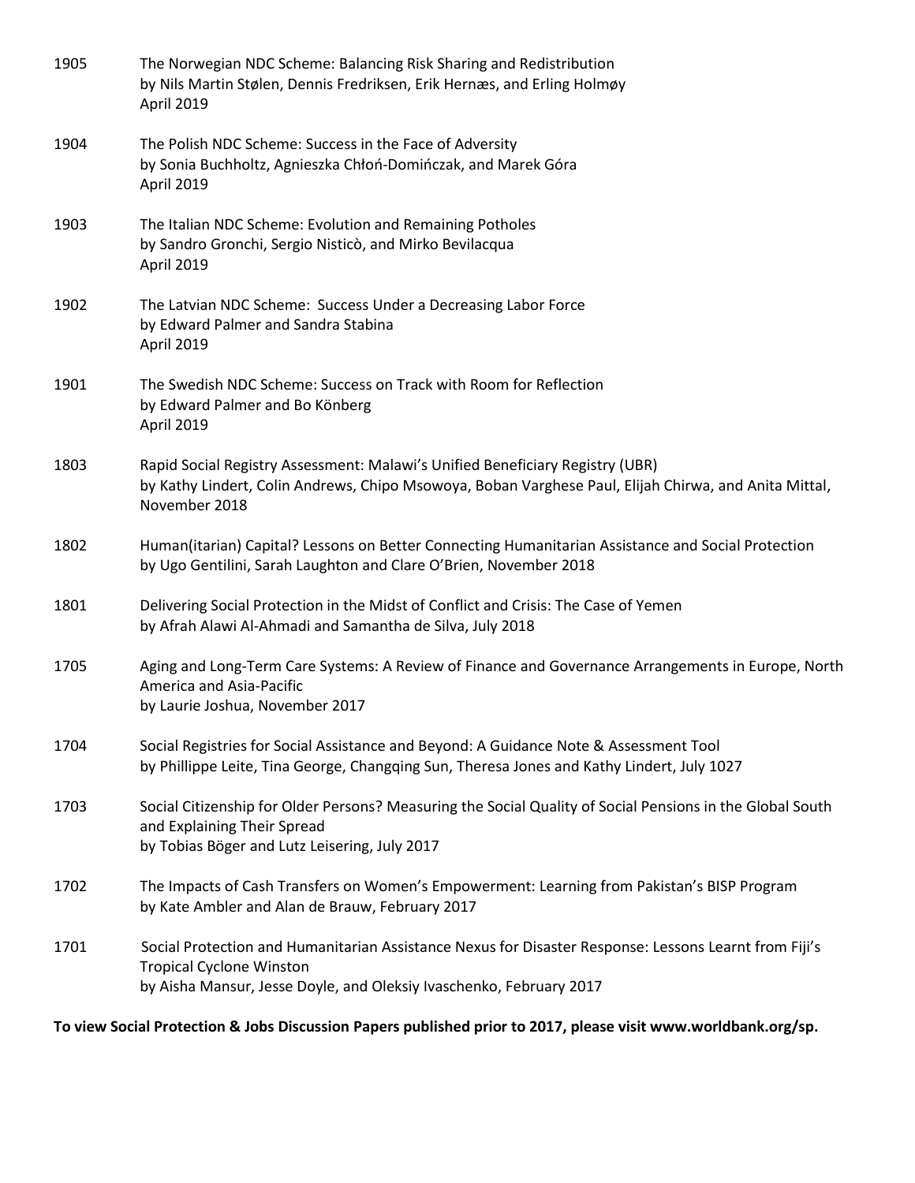1905 The Norwegian NDC Scheme: Balancing Risk Sharing and Redistribution
by Nils Martin Stølen, Dennis Fredriksen, Erik Hernæs, and Erling Holmøy
April 2019

1904 The Polish NDC Scheme: Success in the Face of Adversity
by Sonia Buchholtz, Agnieszka Chłoń-Domińczak, and Marek Góra
April 2019

1903 The Italian NDC Scheme: Evolution and Remaining Potholes
by Sandro Gronchi, Sergio Nisticò, and Mirko Bevilacqua
April 2019

1902 The Latvian NDC Scheme: Success Under a Decreasing Labor Force
by Edward Palmer and Sandra Stabina
April 2019

1901 The Swedish NDC Scheme: Success on Track with Room for Reflection
by Edward Palmer and Bo Könberg
April 2019

1803 Rapid Social Registry Assessment: Malawi's Unified Beneficiary Registry (UBR)
by Kathy Lindert, Colin Andrews, Chipo Msowoya, Boban Varghese Paul, Elijah Chirwa, and Anita Mittal, November 2018

1802 Human(itarian) Capital? Lessons on Better Connecting Humanitarian Assistance and Social Protection
by Ugo Gentilini, Sarah Laughton and Clare O'Brien, November 2018

1801 Delivering Social Protection in the Midst of Conflict and Crisis: The Case of Yemen
by Afrah Alawi Al-Ahmadi and Samantha de Silva, July 2018

1705 Aging and Long-Term Care Systems: A Review of Finance and Governance Arrangements in Europe, North America and Asia-Pacific
by Laurie Joshua, November 2017

1704 Social Registries for Social Assistance and Beyond: A Guidance Note & Assessment Tool
by Phillippe Leite, Tina George, Changqing Sun, Theresa Jones and Kathy Lindert, July 1027

1703 Social Citizenship for Older Persons? Measuring the Social Quality of Social Pensions in the Global South and Explaining Their Spread
by Tobias Böger and Lutz Leisering, July 2017

1702 The Impacts of Cash Transfers on Women's Empowerment: Learning from Pakistan's BISP Program
by Kate Ambler and Alan de Brauw, February 2017

1701 Social Protection and Humanitarian Assistance Nexus for Disaster Response: Lessons Learnt from Fiji's Tropical Cyclone Winston
by Aisha Mansur, Jesse Doyle, and Oleksiy Ivaschenko, February 2017

**To view Social Protection & Jobs Discussion Papers published prior to 2017, please visit www.worldbank.org/sp.**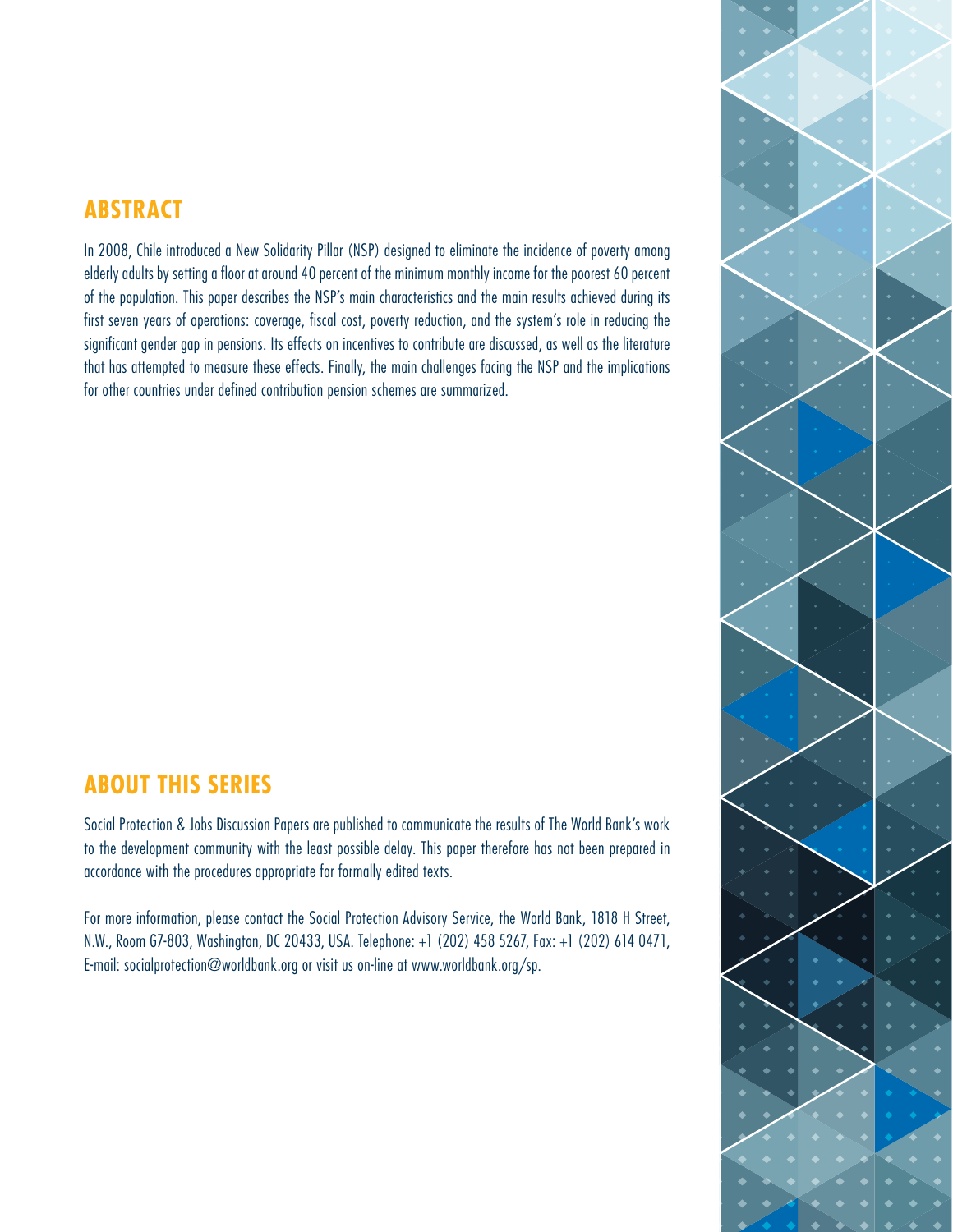## ABSTRACT

In 2008, Chile introduced a New Solidarity Pillar (NSP) designed to eliminate the incidence of poverty among elderly adults by setting a floor at around 40 percent of the minimum monthly income for the poorest 60 percent of the population. This paper describes the NSP's main characteristics and the main results achieved during its first seven years of operations: coverage, fiscal cost, poverty reduction, and the system's role in reducing the significant gender gap in pensions. Its effects on incentives to contribute are discussed, as well as the literature that has attempted to measure these effects. Finally, the main challenges facing the NSP and the implications for other countries under defined contribution pension schemes are summarized.

## ABOUT THIS SERIES

Social Protection & Jobs Discussion Papers are published to communicate the results of The World Bank's work to the development community with the least possible delay. This paper therefore has not been prepared in accordance with the procedures appropriate for formally edited texts.

For more information, please contact the Social Protection Advisory Service, the World Bank, 1818 H Street, N.W., Room G7-803, Washington, DC 20433, USA. Telephone: +1 (202) 458 5267, Fax: +1 (202) 614 0471, E-mail: socialprotection@worldbank.org or visit us on-line at www.worldbank.org/sp.